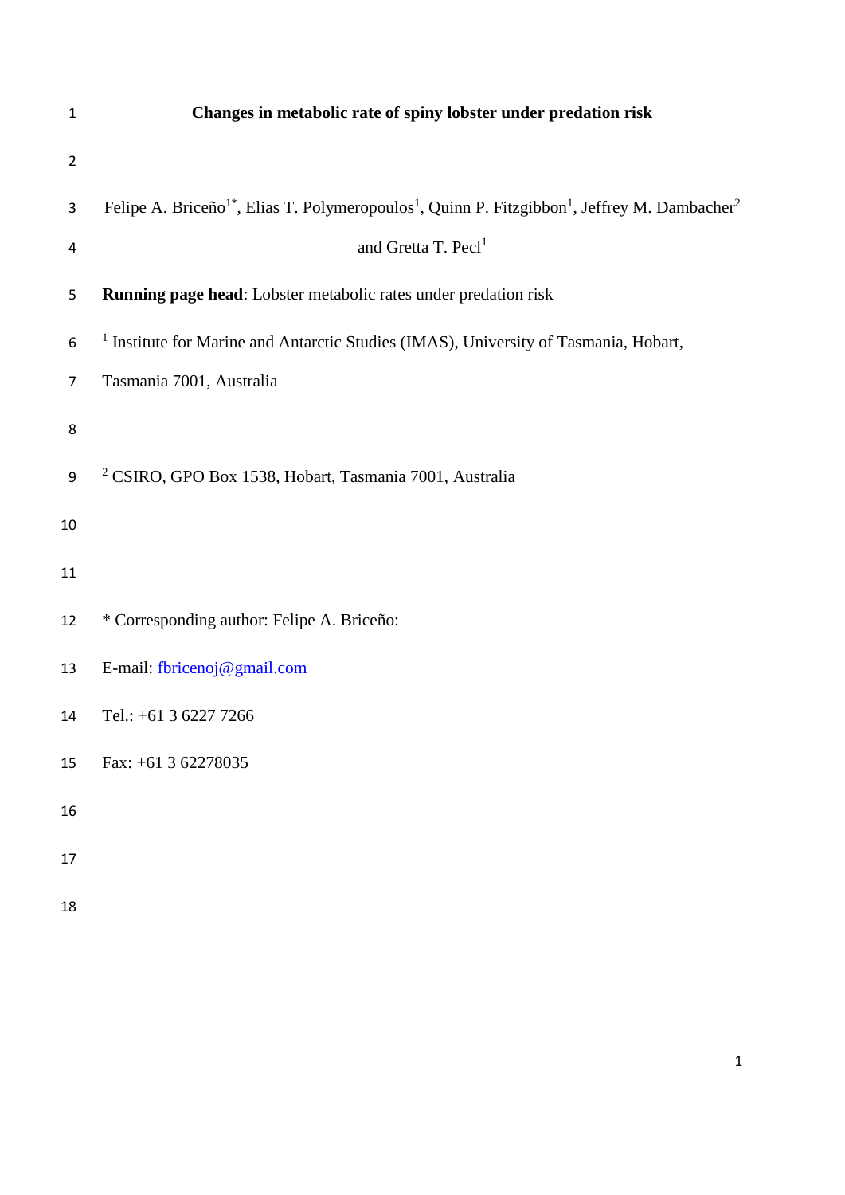# Changes in metabolic rate of spiny lobster under predation risk

Felipe A. Briceño[1*], Elias T. Polymeropoulos[1], Quinn P. Fitzgibbon[1], Jeffrey M. Dambacher[2] and Gretta T. Pecl[1]

**Running page head**: Lobster metabolic rates under predation risk

[1] Institute for Marine and Antarctic Studies (IMAS), University of Tasmania, Hobart, Tasmania 7001, Australia

[2] CSIRO, GPO Box 1538, Hobart, Tasmania 7001, Australia

\* Corresponding author: Felipe A. Briceño:

E-mail: fbricenoj@gmail.com

Tel.: +61 3 6227 7266

Fax: +61 3 62278035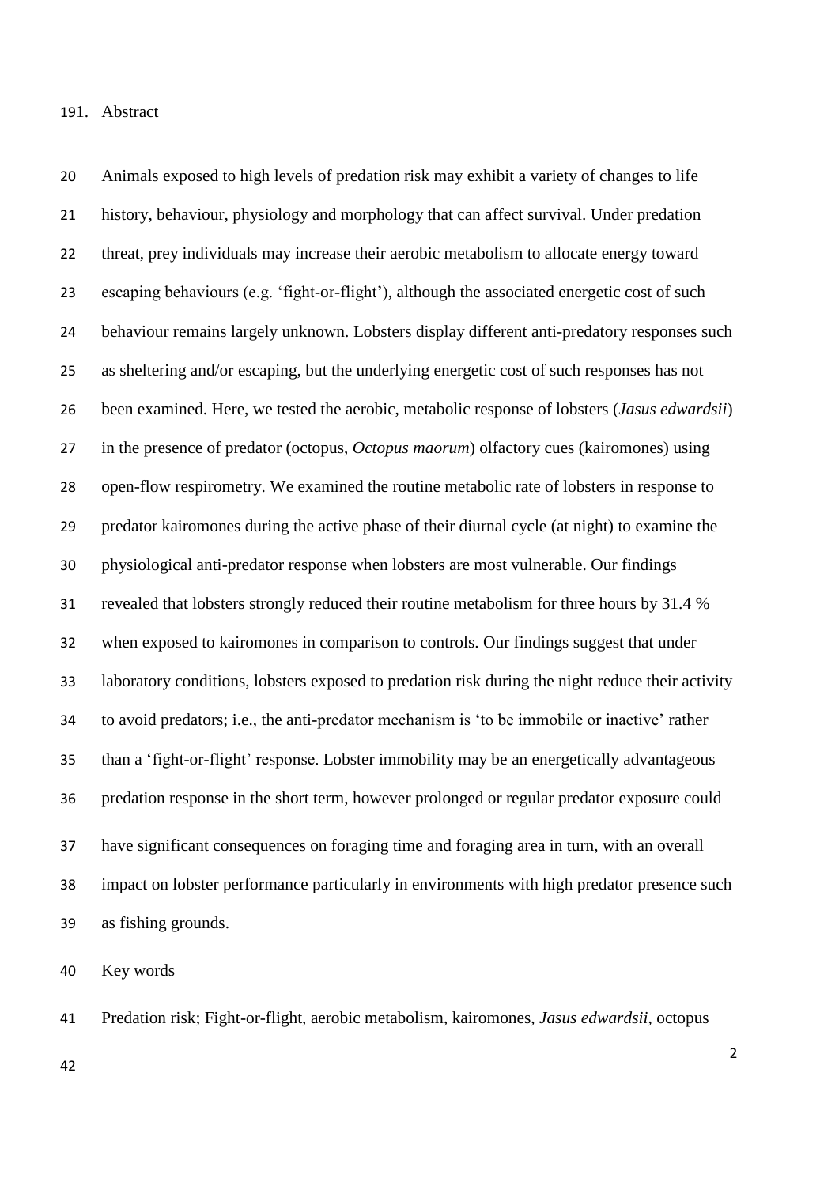## Abstract

Animals exposed to high levels of predation risk may exhibit a variety of changes to life history, behaviour, physiology and morphology that can affect survival. Under predation threat, prey individuals may increase their aerobic metabolism to allocate energy toward escaping behaviours (e.g. 'fight-or-flight'), although the associated energetic cost of such behaviour remains largely unknown. Lobsters display different anti-predatory responses such as sheltering and/or escaping, but the underlying energetic cost of such responses has not been examined. Here, we tested the aerobic, metabolic response of lobsters (*Jasus edwardsii*) in the presence of predator (octopus, *Octopus maorum*) olfactory cues (kairomones) using open-flow respirometry. We examined the routine metabolic rate of lobsters in response to predator kairomones during the active phase of their diurnal cycle (at night) to examine the physiological anti-predator response when lobsters are most vulnerable. Our findings revealed that lobsters strongly reduced their routine metabolism for three hours by 31.4 % when exposed to kairomones in comparison to controls. Our findings suggest that under laboratory conditions, lobsters exposed to predation risk during the night reduce their activity to avoid predators; i.e., the anti-predator mechanism is 'to be immobile or inactive' rather than a 'fight-or-flight' response. Lobster immobility may be an energetically advantageous predation response in the short term, however prolonged or regular predator exposure could have significant consequences on foraging time and foraging area in turn, with an overall impact on lobster performance particularly in environments with high predator presence such as fishing grounds.

Key words

Predation risk; Fight-or-flight, aerobic metabolism, kairomones, *Jasus edwardsii*, octopus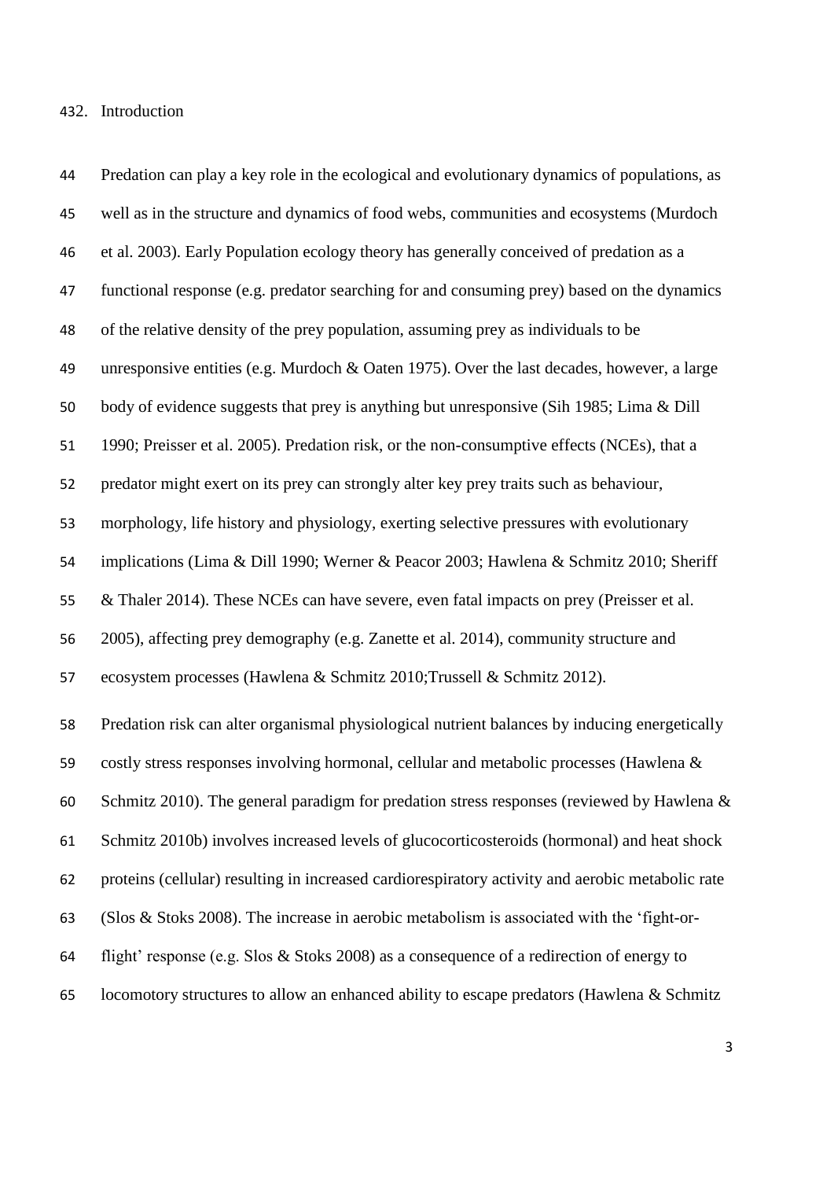## 2. Introduction

Predation can play a key role in the ecological and evolutionary dynamics of populations, as well as in the structure and dynamics of food webs, communities and ecosystems (Murdoch et al. 2003). Early Population ecology theory has generally conceived of predation as a functional response (e.g. predator searching for and consuming prey) based on the dynamics of the relative density of the prey population, assuming prey as individuals to be unresponsive entities (e.g. Murdoch & Oaten 1975). Over the last decades, however, a large body of evidence suggests that prey is anything but unresponsive (Sih 1985; Lima & Dill 1990; Preisser et al. 2005). Predation risk, or the non-consumptive effects (NCEs), that a predator might exert on its prey can strongly alter key prey traits such as behaviour, morphology, life history and physiology, exerting selective pressures with evolutionary implications (Lima & Dill 1990; Werner & Peacor 2003; Hawlena & Schmitz 2010; Sheriff & Thaler 2014). These NCEs can have severe, even fatal impacts on prey (Preisser et al. 2005), affecting prey demography (e.g. Zanette et al. 2014), community structure and ecosystem processes (Hawlena & Schmitz 2010;Trussell & Schmitz 2012).

Predation risk can alter organismal physiological nutrient balances by inducing energetically costly stress responses involving hormonal, cellular and metabolic processes (Hawlena & Schmitz 2010). The general paradigm for predation stress responses (reviewed by Hawlena & Schmitz 2010b) involves increased levels of glucocorticosteroids (hormonal) and heat shock proteins (cellular) resulting in increased cardiorespiratory activity and aerobic metabolic rate (Slos & Stoks 2008). The increase in aerobic metabolism is associated with the 'fight-or-flight' response (e.g. Slos & Stoks 2008) as a consequence of a redirection of energy to locomotory structures to allow an enhanced ability to escape predators (Hawlena & Schmitz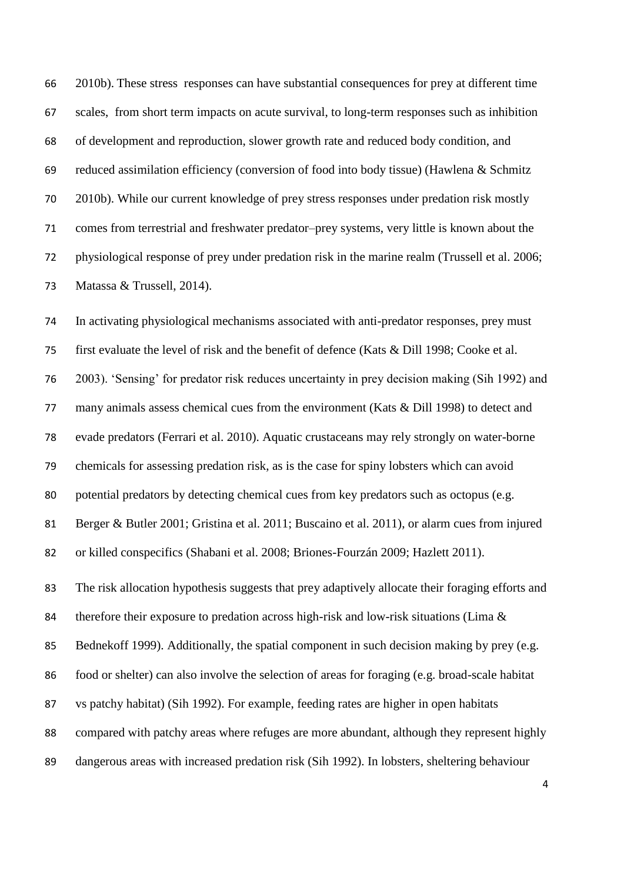2010b). These stress responses can have substantial consequences for prey at different time scales, from short term impacts on acute survival, to long-term responses such as inhibition of development and reproduction, slower growth rate and reduced body condition, and reduced assimilation efficiency (conversion of food into body tissue) (Hawlena & Schmitz 2010b). While our current knowledge of prey stress responses under predation risk mostly comes from terrestrial and freshwater predator–prey systems, very little is known about the physiological response of prey under predation risk in the marine realm (Trussell et al. 2006; Matassa & Trussell, 2014).

In activating physiological mechanisms associated with anti-predator responses, prey must first evaluate the level of risk and the benefit of defence (Kats & Dill 1998; Cooke et al. 2003). 'Sensing' for predator risk reduces uncertainty in prey decision making (Sih 1992) and many animals assess chemical cues from the environment (Kats & Dill 1998) to detect and evade predators (Ferrari et al. 2010). Aquatic crustaceans may rely strongly on water-borne chemicals for assessing predation risk, as is the case for spiny lobsters which can avoid potential predators by detecting chemical cues from key predators such as octopus (e.g. Berger & Butler 2001; Gristina et al. 2011; Buscaino et al. 2011), or alarm cues from injured or killed conspecifics (Shabani et al. 2008; Briones-Fourzán 2009; Hazlett 2011).

The risk allocation hypothesis suggests that prey adaptively allocate their foraging efforts and therefore their exposure to predation across high-risk and low-risk situations (Lima & Bednekoff 1999). Additionally, the spatial component in such decision making by prey (e.g. food or shelter) can also involve the selection of areas for foraging (e.g. broad-scale habitat vs patchy habitat) (Sih 1992). For example, feeding rates are higher in open habitats compared with patchy areas where refuges are more abundant, although they represent highly dangerous areas with increased predation risk (Sih 1992). In lobsters, sheltering behaviour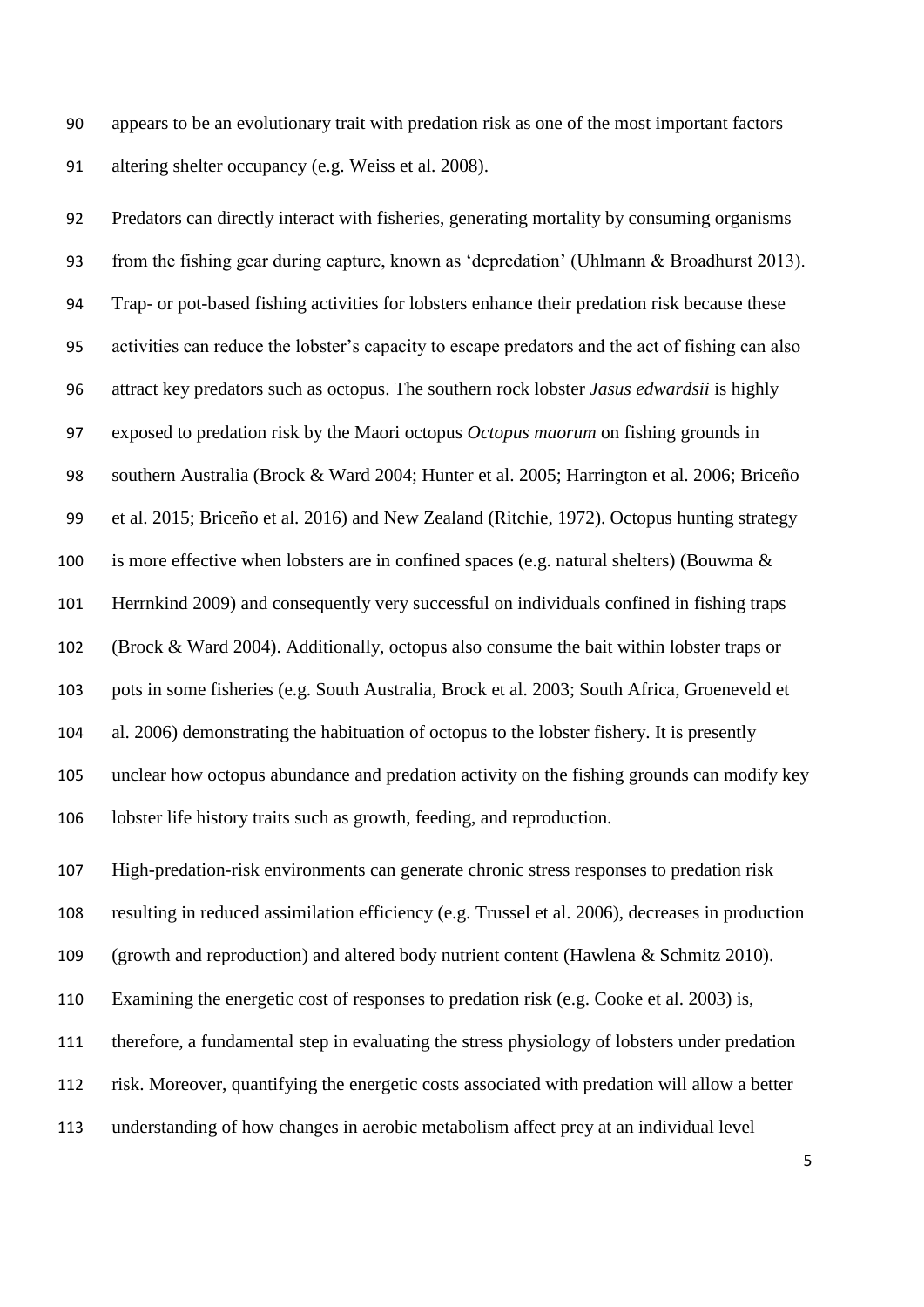appears to be an evolutionary trait with predation risk as one of the most important factors altering shelter occupancy (e.g. Weiss et al. 2008).

Predators can directly interact with fisheries, generating mortality by consuming organisms from the fishing gear during capture, known as 'depredation' (Uhlmann & Broadhurst 2013). Trap- or pot-based fishing activities for lobsters enhance their predation risk because these activities can reduce the lobster's capacity to escape predators and the act of fishing can also attract key predators such as octopus. The southern rock lobster *Jasus edwardsii* is highly exposed to predation risk by the Maori octopus *Octopus maorum* on fishing grounds in southern Australia (Brock & Ward 2004; Hunter et al. 2005; Harrington et al. 2006; Briceño et al. 2015; Briceño et al. 2016) and New Zealand (Ritchie, 1972). Octopus hunting strategy is more effective when lobsters are in confined spaces (e.g. natural shelters) (Bouwma & Herrnkind 2009) and consequently very successful on individuals confined in fishing traps (Brock & Ward 2004). Additionally, octopus also consume the bait within lobster traps or pots in some fisheries (e.g. South Australia, Brock et al. 2003; South Africa, Groeneveld et al. 2006) demonstrating the habituation of octopus to the lobster fishery. It is presently unclear how octopus abundance and predation activity on the fishing grounds can modify key lobster life history traits such as growth, feeding, and reproduction.

High-predation-risk environments can generate chronic stress responses to predation risk resulting in reduced assimilation efficiency (e.g. Trussel et al. 2006), decreases in production (growth and reproduction) and altered body nutrient content (Hawlena & Schmitz 2010). Examining the energetic cost of responses to predation risk (e.g. Cooke et al. 2003) is, therefore, a fundamental step in evaluating the stress physiology of lobsters under predation risk. Moreover, quantifying the energetic costs associated with predation will allow a better understanding of how changes in aerobic metabolism affect prey at an individual level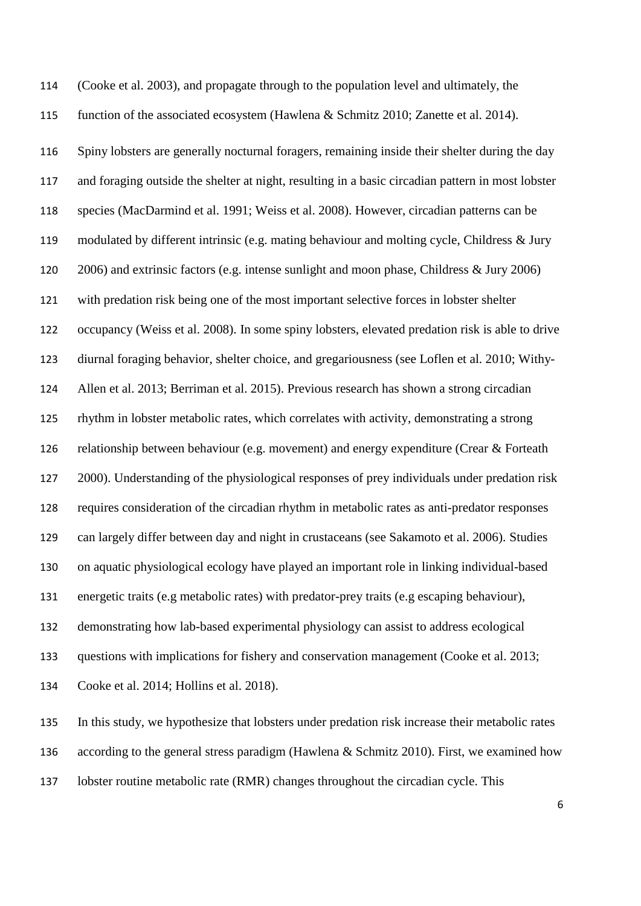(Cooke et al. 2003), and propagate through to the population level and ultimately, the function of the associated ecosystem (Hawlena & Schmitz 2010; Zanette et al. 2014).

Spiny lobsters are generally nocturnal foragers, remaining inside their shelter during the day and foraging outside the shelter at night, resulting in a basic circadian pattern in most lobster species (MacDarmind et al. 1991; Weiss et al. 2008). However, circadian patterns can be modulated by different intrinsic (e.g. mating behaviour and molting cycle, Childress & Jury 2006) and extrinsic factors (e.g. intense sunlight and moon phase, Childress & Jury 2006) with predation risk being one of the most important selective forces in lobster shelter occupancy (Weiss et al. 2008). In some spiny lobsters, elevated predation risk is able to drive diurnal foraging behavior, shelter choice, and gregariousness (see Loflen et al. 2010; Withy-Allen et al. 2013; Berriman et al. 2015). Previous research has shown a strong circadian rhythm in lobster metabolic rates, which correlates with activity, demonstrating a strong relationship between behaviour (e.g. movement) and energy expenditure (Crear & Forteath 2000). Understanding of the physiological responses of prey individuals under predation risk requires consideration of the circadian rhythm in metabolic rates as anti-predator responses can largely differ between day and night in crustaceans (see Sakamoto et al. 2006). Studies on aquatic physiological ecology have played an important role in linking individual-based energetic traits (e.g metabolic rates) with predator-prey traits (e.g escaping behaviour), demonstrating how lab-based experimental physiology can assist to address ecological questions with implications for fishery and conservation management (Cooke et al. 2013; Cooke et al. 2014; Hollins et al. 2018).

In this study, we hypothesize that lobsters under predation risk increase their metabolic rates according to the general stress paradigm (Hawlena & Schmitz 2010). First, we examined how lobster routine metabolic rate (RMR) changes throughout the circadian cycle. This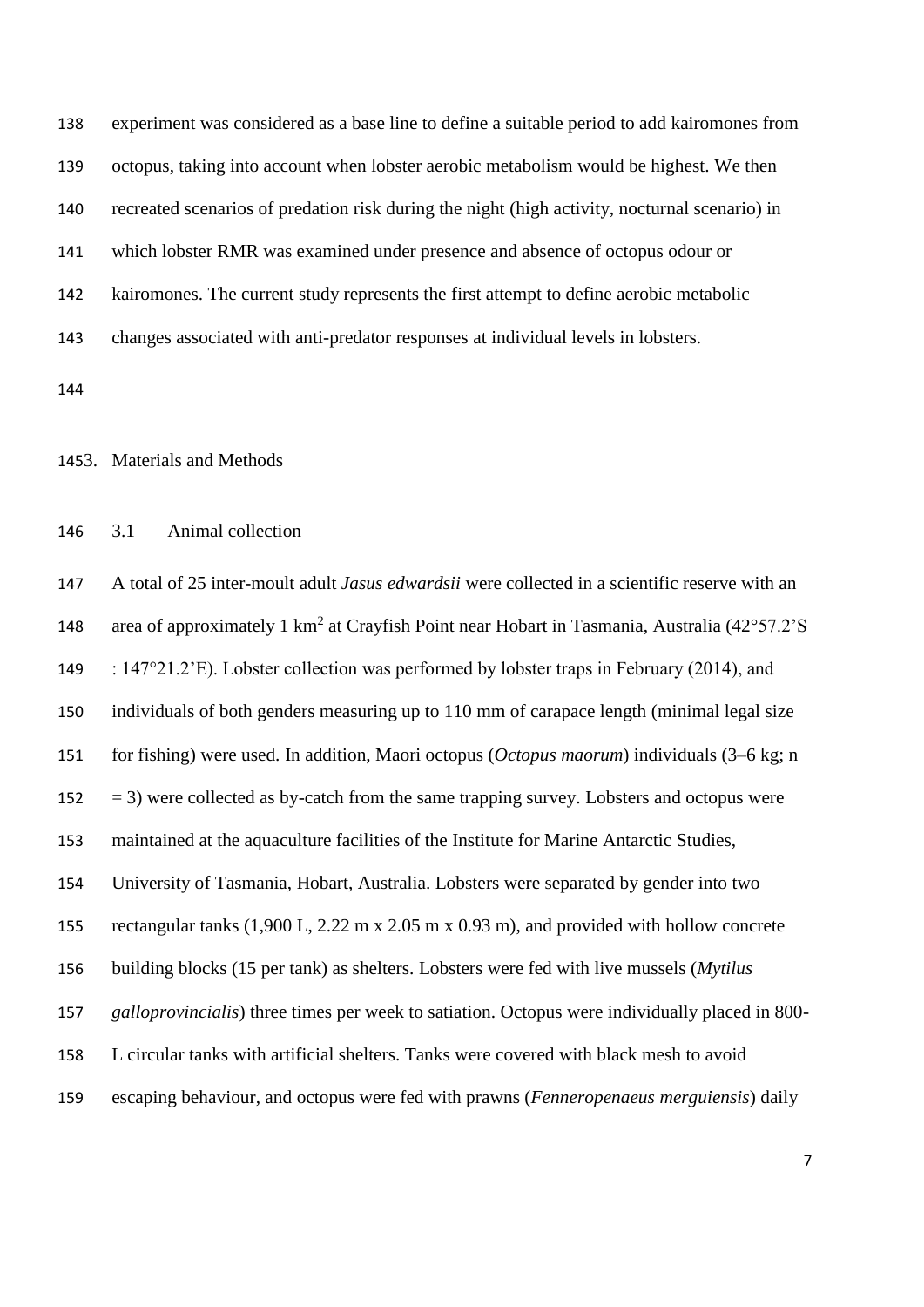experiment was considered as a base line to define a suitable period to add kairomones from octopus, taking into account when lobster aerobic metabolism would be highest. We then recreated scenarios of predation risk during the night (high activity, nocturnal scenario) in which lobster RMR was examined under presence and absence of octopus odour or kairomones. The current study represents the first attempt to define aerobic metabolic changes associated with anti-predator responses at individual levels in lobsters.

# 3. Materials and Methods

## 3.1 Animal collection

A total of 25 inter-moult adult *Jasus edwardsii* were collected in a scientific reserve with an area of approximately 1 km$^2$ at Crayfish Point near Hobart in Tasmania, Australia (42°57.2'S : 147°21.2'E). Lobster collection was performed by lobster traps in February (2014), and individuals of both genders measuring up to 110 mm of carapace length (minimal legal size for fishing) were used. In addition, Maori octopus (*Octopus maorum*) individuals (3–6 kg; n = 3) were collected as by-catch from the same trapping survey. Lobsters and octopus were maintained at the aquaculture facilities of the Institute for Marine Antarctic Studies, University of Tasmania, Hobart, Australia. Lobsters were separated by gender into two rectangular tanks (1,900 L, 2.22 m x 2.05 m x 0.93 m), and provided with hollow concrete building blocks (15 per tank) as shelters. Lobsters were fed with live mussels (*Mytilus galloprovincialis*) three times per week to satiation. Octopus were individually placed in 800-L circular tanks with artificial shelters. Tanks were covered with black mesh to avoid escaping behaviour, and octopus were fed with prawns (*Fenneropenaeus merguiensis*) daily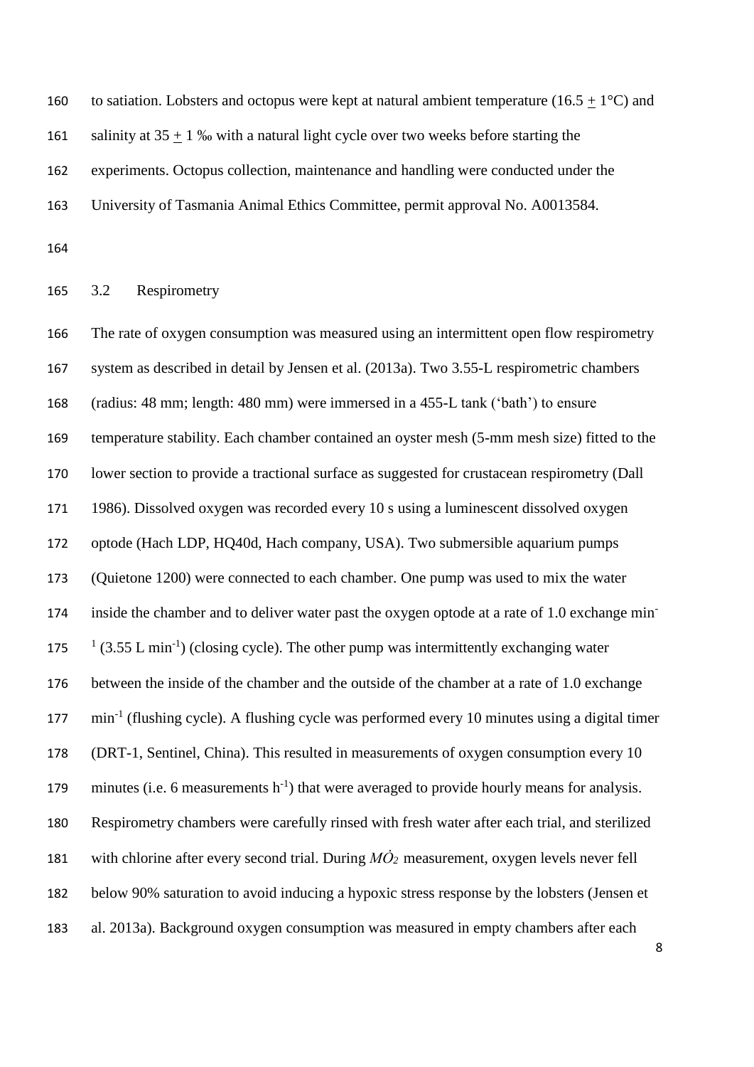to satiation. Lobsters and octopus were kept at natural ambient temperature (16.5 $\pm$ 1°C) and salinity at 35 $\pm$ 1 ‰ with a natural light cycle over two weeks before starting the experiments. Octopus collection, maintenance and handling were conducted under the University of Tasmania Animal Ethics Committee, permit approval No. A0013584.

## 3.2 Respirometry

The rate of oxygen consumption was measured using an intermittent open flow respirometry system as described in detail by Jensen et al. (2013a). Two 3.55-L respirometric chambers (radius: 48 mm; length: 480 mm) were immersed in a 455-L tank ('bath') to ensure temperature stability. Each chamber contained an oyster mesh (5-mm mesh size) fitted to the lower section to provide a tractional surface as suggested for crustacean respirometry (Dall 1986). Dissolved oxygen was recorded every 10 s using a luminescent dissolved oxygen optode (Hach LDP, HQ40d, Hach company, USA). Two submersible aquarium pumps (Quietone 1200) were connected to each chamber. One pump was used to mix the water inside the chamber and to deliver water past the oxygen optode at a rate of 1.0 exchange $min^{-1}$ (3.55 L $min^{-1}$) (closing cycle). The other pump was intermittently exchanging water between the inside of the chamber and the outside of the chamber at a rate of 1.0 exchange $min^{-1}$ (flushing cycle). A flushing cycle was performed every 10 minutes using a digital timer (DRT-1, Sentinel, China). This resulted in measurements of oxygen consumption every 10 minutes (i.e. 6 measurements $h^{-1}$) that were averaged to provide hourly means for analysis. Respirometry chambers were carefully rinsed with fresh water after each trial, and sterilized with chlorine after every second trial. During $\dot{MO}_2$ measurement, oxygen levels never fell below 90% saturation to avoid inducing a hypoxic stress response by the lobsters (Jensen et al. 2013a). Background oxygen consumption was measured in empty chambers after each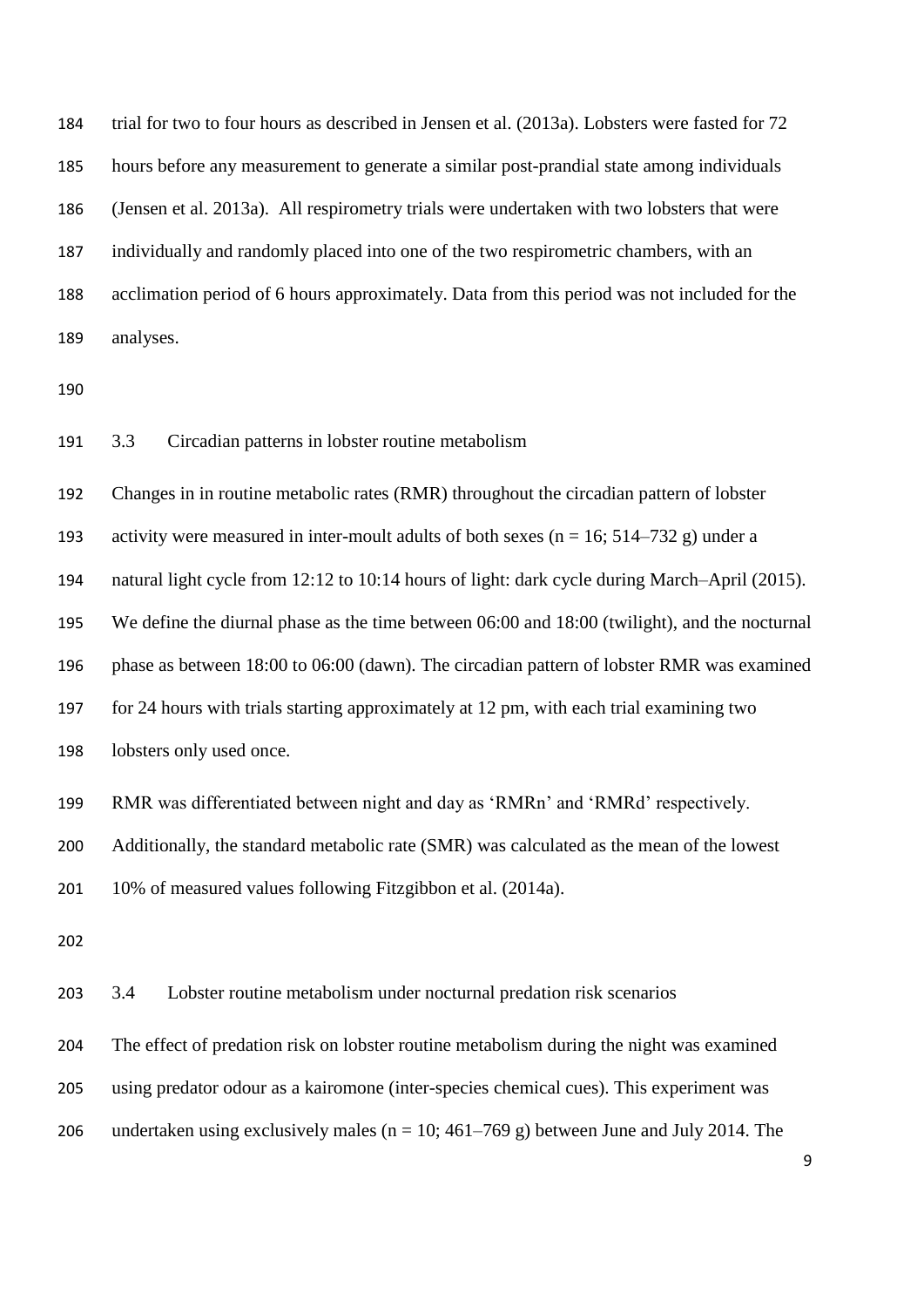trial for two to four hours as described in Jensen et al. (2013a). Lobsters were fasted for 72 hours before any measurement to generate a similar post-prandial state among individuals (Jensen et al. 2013a). All respirometry trials were undertaken with two lobsters that were individually and randomly placed into one of the two respirometric chambers, with an acclimation period of 6 hours approximately. Data from this period was not included for the analyses.

### 3.3 Circadian patterns in lobster routine metabolism

Changes in in routine metabolic rates (RMR) throughout the circadian pattern of lobster activity were measured in inter-moult adults of both sexes (n = 16; 514–732 g) under a natural light cycle from 12:12 to 10:14 hours of light: dark cycle during March–April (2015). We define the diurnal phase as the time between 06:00 and 18:00 (twilight), and the nocturnal phase as between 18:00 to 06:00 (dawn). The circadian pattern of lobster RMR was examined for 24 hours with trials starting approximately at 12 pm, with each trial examining two lobsters only used once.

RMR was differentiated between night and day as 'RMRn' and 'RMRd' respectively. Additionally, the standard metabolic rate (SMR) was calculated as the mean of the lowest 10% of measured values following Fitzgibbon et al. (2014a).

### 3.4 Lobster routine metabolism under nocturnal predation risk scenarios

The effect of predation risk on lobster routine metabolism during the night was examined using predator odour as a kairomone (inter-species chemical cues). This experiment was undertaken using exclusively males (n = 10; 461–769 g) between June and July 2014. The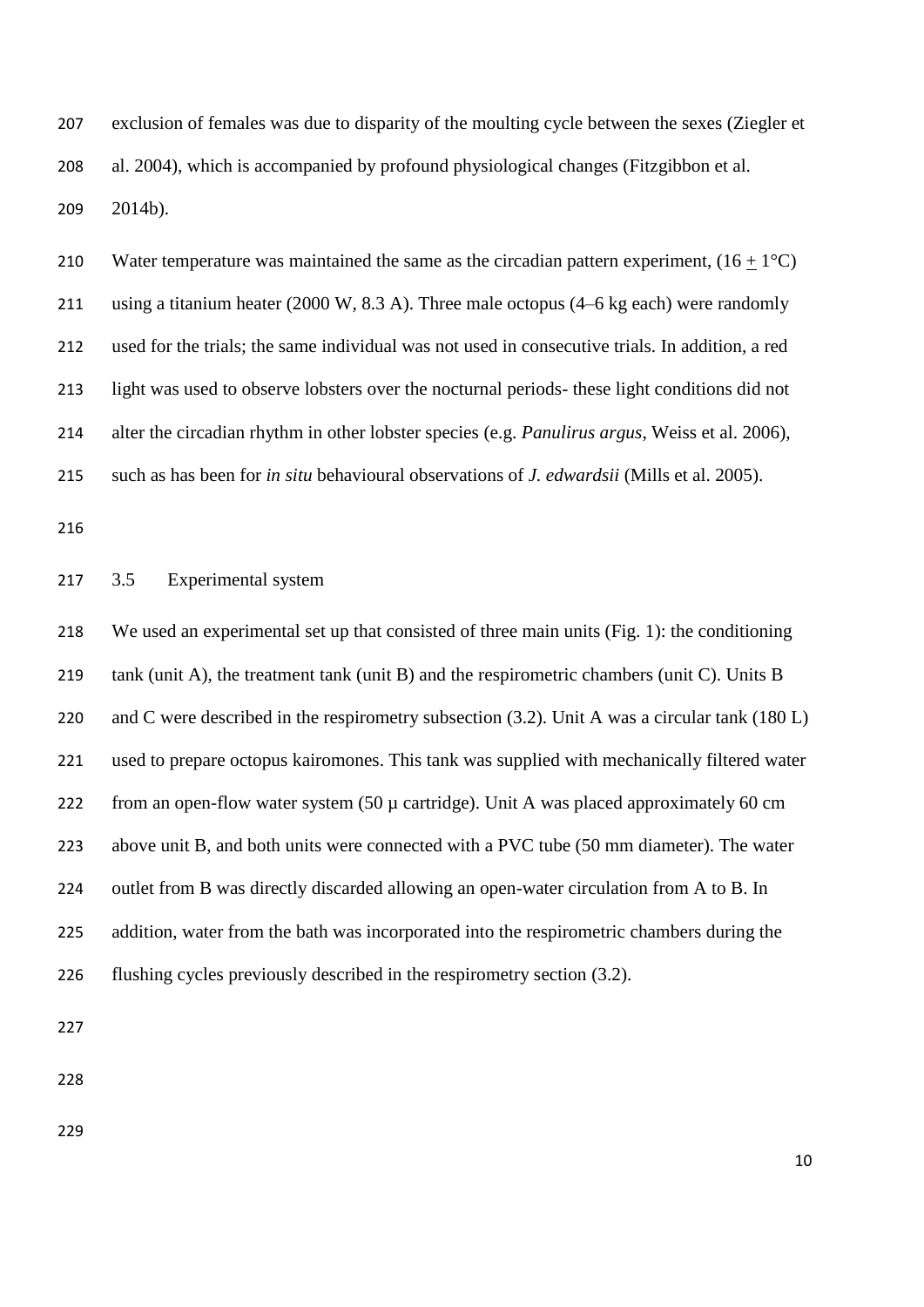exclusion of females was due to disparity of the moulting cycle between the sexes (Ziegler et al. 2004), which is accompanied by profound physiological changes (Fitzgibbon et al. 2014b).

Water temperature was maintained the same as the circadian pattern experiment, (16 ± 1°C) using a titanium heater (2000 W, 8.3 A). Three male octopus (4–6 kg each) were randomly used for the trials; the same individual was not used in consecutive trials. In addition, a red light was used to observe lobsters over the nocturnal periods- these light conditions did not alter the circadian rhythm in other lobster species (e.g. *Panulirus argus*, Weiss et al. 2006), such as has been for *in situ* behavioural observations of *J. edwardsii* (Mills et al. 2005).

### 3.5 Experimental system

We used an experimental set up that consisted of three main units (Fig. 1): the conditioning tank (unit A), the treatment tank (unit B) and the respirometric chambers (unit C). Units B and C were described in the respirometry subsection (3.2). Unit A was a circular tank (180 L) used to prepare octopus kairomones. This tank was supplied with mechanically filtered water from an open-flow water system (50 µ cartridge). Unit A was placed approximately 60 cm above unit B, and both units were connected with a PVC tube (50 mm diameter). The water outlet from B was directly discarded allowing an open-water circulation from A to B. In addition, water from the bath was incorporated into the respirometric chambers during the flushing cycles previously described in the respirometry section (3.2).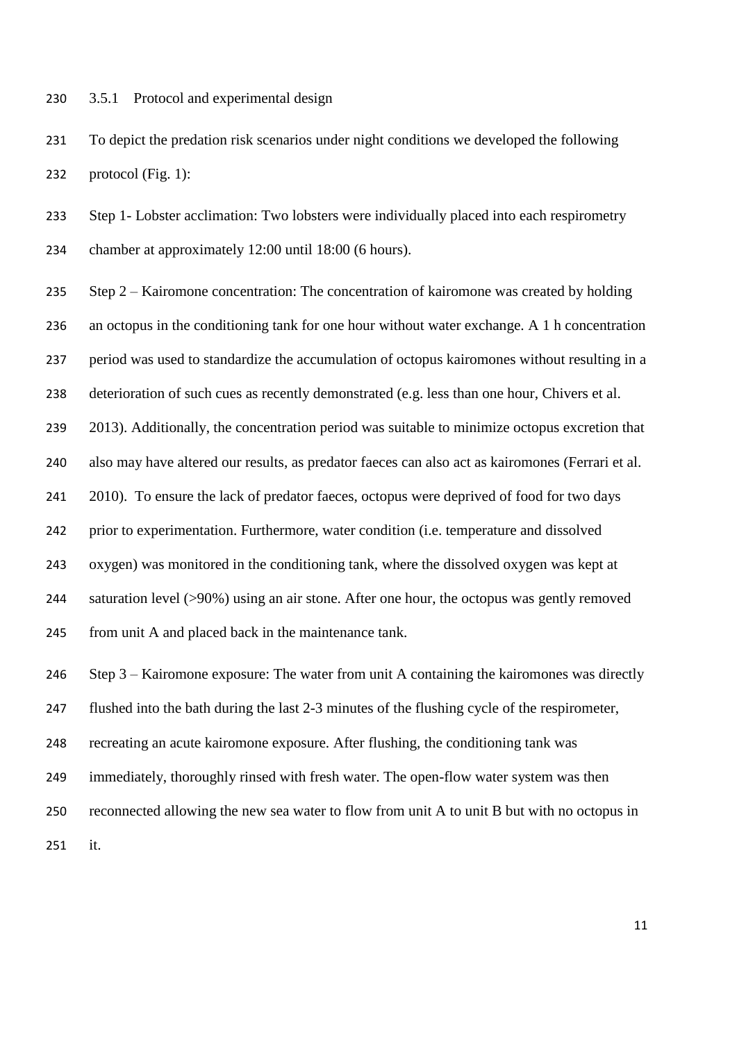#### 3.5.1 Protocol and experimental design

To depict the predation risk scenarios under night conditions we developed the following protocol (Fig. 1):

Step 1- Lobster acclimation: Two lobsters were individually placed into each respirometry chamber at approximately 12:00 until 18:00 (6 hours).

Step 2 – Kairomone concentration: The concentration of kairomone was created by holding an octopus in the conditioning tank for one hour without water exchange. A 1 h concentration period was used to standardize the accumulation of octopus kairomones without resulting in a deterioration of such cues as recently demonstrated (e.g. less than one hour, Chivers et al. 2013). Additionally, the concentration period was suitable to minimize octopus excretion that also may have altered our results, as predator faeces can also act as kairomones (Ferrari et al. 2010). To ensure the lack of predator faeces, octopus were deprived of food for two days prior to experimentation. Furthermore, water condition (i.e. temperature and dissolved oxygen) was monitored in the conditioning tank, where the dissolved oxygen was kept at saturation level (>90%) using an air stone. After one hour, the octopus was gently removed from unit A and placed back in the maintenance tank.

Step 3 – Kairomone exposure: The water from unit A containing the kairomones was directly flushed into the bath during the last 2-3 minutes of the flushing cycle of the respirometer, recreating an acute kairomone exposure. After flushing, the conditioning tank was immediately, thoroughly rinsed with fresh water. The open-flow water system was then reconnected allowing the new sea water to flow from unit A to unit B but with no octopus in it.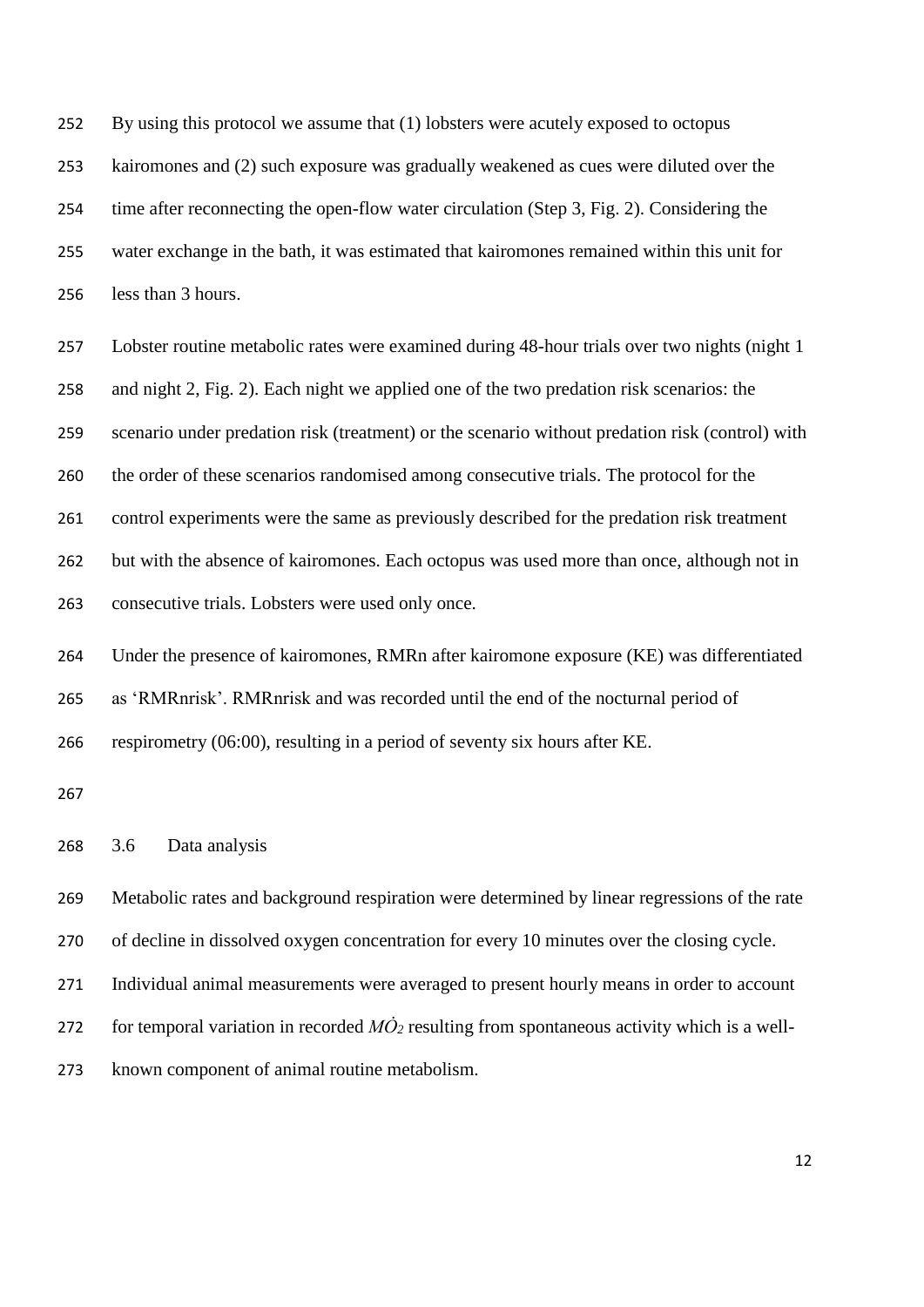By using this protocol we assume that (1) lobsters were acutely exposed to octopus kairomones and (2) such exposure was gradually weakened as cues were diluted over the time after reconnecting the open-flow water circulation (Step 3, Fig. 2). Considering the water exchange in the bath, it was estimated that kairomones remained within this unit for less than 3 hours.

Lobster routine metabolic rates were examined during 48-hour trials over two nights (night 1 and night 2, Fig. 2). Each night we applied one of the two predation risk scenarios: the scenario under predation risk (treatment) or the scenario without predation risk (control) with the order of these scenarios randomised among consecutive trials. The protocol for the control experiments were the same as previously described for the predation risk treatment but with the absence of kairomones. Each octopus was used more than once, although not in consecutive trials. Lobsters were used only once.

Under the presence of kairomones, RMRn after kairomone exposure (KE) was differentiated as 'RMRnrisk'. RMRnrisk and was recorded until the end of the nocturnal period of respirometry (06:00), resulting in a period of seventy six hours after KE.

## 3.6 Data analysis

Metabolic rates and background respiration were determined by linear regressions of the rate of decline in dissolved oxygen concentration for every 10 minutes over the closing cycle. Individual animal measurements were averaged to present hourly means in order to account for temporal variation in recorded $\dot{MO}_2$ resulting from spontaneous activity which is a well-known component of animal routine metabolism.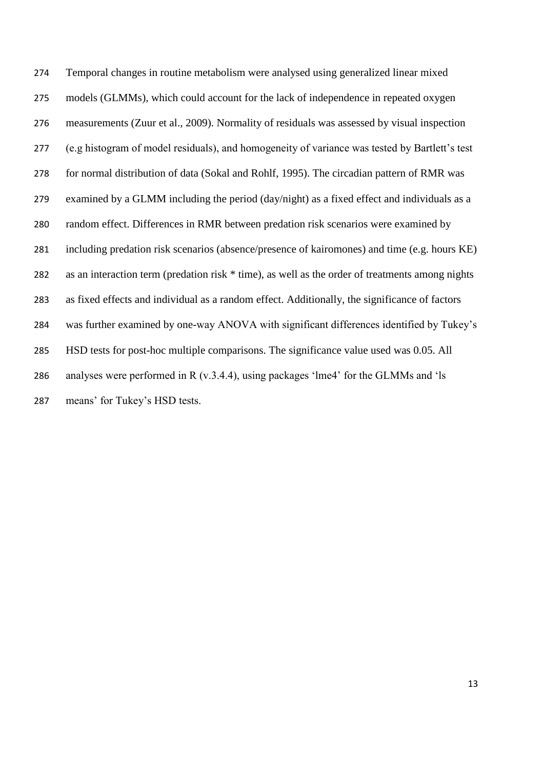Temporal changes in routine metabolism were analysed using generalized linear mixed models (GLMMs), which could account for the lack of independence in repeated oxygen measurements (Zuur et al., 2009). Normality of residuals was assessed by visual inspection (e.g histogram of model residuals), and homogeneity of variance was tested by Bartlett's test for normal distribution of data (Sokal and Rohlf, 1995). The circadian pattern of RMR was examined by a GLMM including the period (day/night) as a fixed effect and individuals as a random effect. Differences in RMR between predation risk scenarios were examined by including predation risk scenarios (absence/presence of kairomones) and time (e.g. hours KE) as an interaction term (predation risk * time), as well as the order of treatments among nights as fixed effects and individual as a random effect. Additionally, the significance of factors was further examined by one-way ANOVA with significant differences identified by Tukey's HSD tests for post-hoc multiple comparisons. The significance value used was 0.05. All analyses were performed in R (v.3.4.4), using packages 'lme4' for the GLMMs and 'ls means' for Tukey's HSD tests.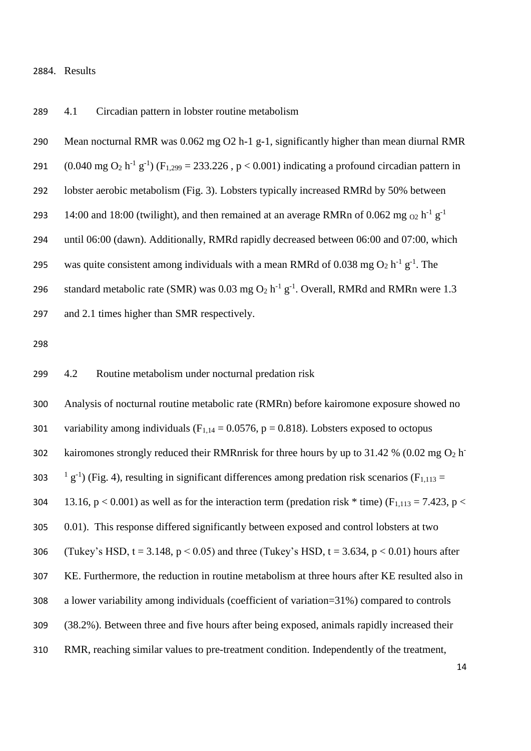# 4. Results

## 4.1 Circadian pattern in lobster routine metabolism

Mean nocturnal RMR was 0.062 mg O2 h-1 g-1, significantly higher than mean diurnal RMR (0.040 mg $O_2$ $h^{-1}$ $g^{-1}$) ($F_{1,299} = 233.226$ , $p < 0.001$) indicating a profound circadian pattern in lobster aerobic metabolism (Fig. 3). Lobsters typically increased RMRd by 50% between 14:00 and 18:00 (twilight), and then remained at an average RMRn of 0.062 mg $_{O2}$ $h^{-1}$ $g^{-1}$ until 06:00 (dawn). Additionally, RMRd rapidly decreased between 06:00 and 07:00, which was quite consistent among individuals with a mean RMRd of 0.038 mg $O_2$ $h^{-1}$ $g^{-1}$. The standard metabolic rate (SMR) was 0.03 mg $O_2$ $h^{-1}$ $g^{-1}$. Overall, RMRd and RMRn were 1.3 and 2.1 times higher than SMR respectively.

## 4.2 Routine metabolism under nocturnal predation risk

Analysis of nocturnal routine metabolic rate (RMRn) before kairomone exposure showed no variability among individuals ($F_{1,14} = 0.0576$, $p = 0.818$). Lobsters exposed to octopus kairomones strongly reduced their RMRnrisk for three hours by up to 31.42 % (0.02 mg $O_2$ $h^{-1}$ $g^{-1}$) (Fig. 4), resulting in significant differences among predation risk scenarios ($F_{1,113}$ = 13.16, $p < 0.001$) as well as for the interaction term (predation risk * time) ($F_{1,113} = 7.423$, $p < 0.01$). This response differed significantly between exposed and control lobsters at two (Tukey's HSD, $t = 3.148$, $p < 0.05$) and three (Tukey's HSD, $t = 3.634$, $p < 0.01$) hours after KE. Furthermore, the reduction in routine metabolism at three hours after KE resulted also in a lower variability among individuals (coefficient of variation=31%) compared to controls (38.2%). Between three and five hours after being exposed, animals rapidly increased their RMR, reaching similar values to pre-treatment condition. Independently of the treatment,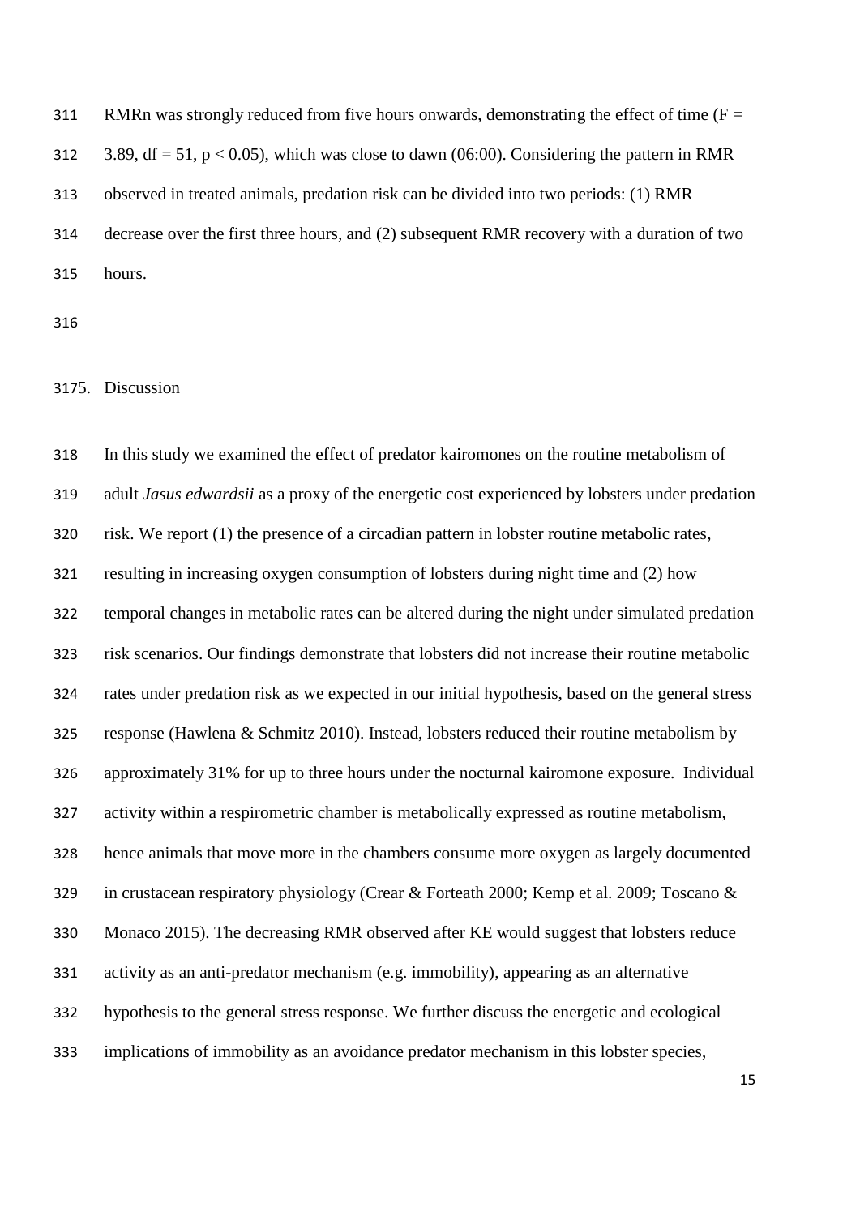RMRn was strongly reduced from five hours onwards, demonstrating the effect of time ($F = 3.89$, $df = 51$, $p < 0.05$), which was close to dawn (06:00). Considering the pattern in RMR observed in treated animals, predation risk can be divided into two periods: (1) RMR decrease over the first three hours, and (2) subsequent RMR recovery with a duration of two hours.

## 5. Discussion

In this study we examined the effect of predator kairomones on the routine metabolism of adult *Jasus edwardsii* as a proxy of the energetic cost experienced by lobsters under predation risk. We report (1) the presence of a circadian pattern in lobster routine metabolic rates, resulting in increasing oxygen consumption of lobsters during night time and (2) how temporal changes in metabolic rates can be altered during the night under simulated predation risk scenarios. Our findings demonstrate that lobsters did not increase their routine metabolic rates under predation risk as we expected in our initial hypothesis, based on the general stress response (Hawlena & Schmitz 2010). Instead, lobsters reduced their routine metabolism by approximately 31% for up to three hours under the nocturnal kairomone exposure. Individual activity within a respirometric chamber is metabolically expressed as routine metabolism, hence animals that move more in the chambers consume more oxygen as largely documented in crustacean respiratory physiology (Crear & Forteath 2000; Kemp et al. 2009; Toscano & Monaco 2015). The decreasing RMR observed after KE would suggest that lobsters reduce activity as an anti-predator mechanism (e.g. immobility), appearing as an alternative hypothesis to the general stress response. We further discuss the energetic and ecological implications of immobility as an avoidance predator mechanism in this lobster species,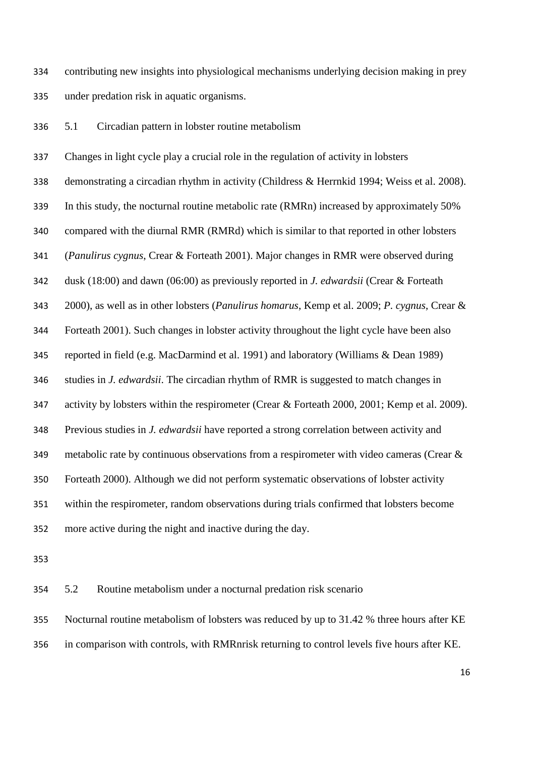contributing new insights into physiological mechanisms underlying decision making in prey under predation risk in aquatic organisms.

## 5.1 Circadian pattern in lobster routine metabolism

Changes in light cycle play a crucial role in the regulation of activity in lobsters demonstrating a circadian rhythm in activity (Childress & Herrnkid 1994; Weiss et al. 2008). In this study, the nocturnal routine metabolic rate (RMRn) increased by approximately 50% compared with the diurnal RMR (RMRd) which is similar to that reported in other lobsters (*Panulirus cygnus*, Crear & Forteath 2001). Major changes in RMR were observed during dusk (18:00) and dawn (06:00) as previously reported in *J. edwardsii* (Crear & Forteath 2000), as well as in other lobsters (*Panulirus homarus*, Kemp et al. 2009; *P. cygnus*, Crear & Forteath 2001). Such changes in lobster activity throughout the light cycle have been also reported in field (e.g. MacDarmind et al. 1991) and laboratory (Williams & Dean 1989) studies in *J. edwardsii*. The circadian rhythm of RMR is suggested to match changes in activity by lobsters within the respirometer (Crear & Forteath 2000, 2001; Kemp et al. 2009). Previous studies in *J. edwardsii* have reported a strong correlation between activity and metabolic rate by continuous observations from a respirometer with video cameras (Crear & Forteath 2000). Although we did not perform systematic observations of lobster activity within the respirometer, random observations during trials confirmed that lobsters become more active during the night and inactive during the day.

## 5.2 Routine metabolism under a nocturnal predation risk scenario

Nocturnal routine metabolism of lobsters was reduced by up to 31.42 % three hours after KE in comparison with controls, with RMRnrisk returning to control levels five hours after KE.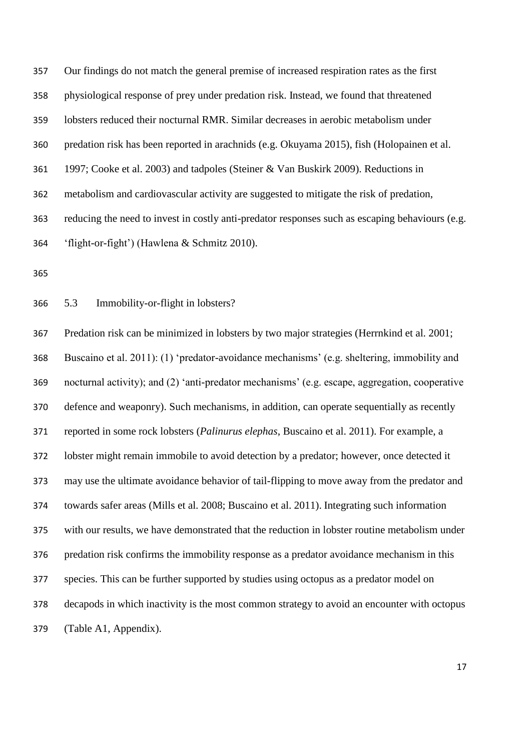Our findings do not match the general premise of increased respiration rates as the first physiological response of prey under predation risk. Instead, we found that threatened lobsters reduced their nocturnal RMR. Similar decreases in aerobic metabolism under predation risk has been reported in arachnids (e.g. Okuyama 2015), fish (Holopainen et al. 1997; Cooke et al. 2003) and tadpoles (Steiner & Van Buskirk 2009). Reductions in metabolism and cardiovascular activity are suggested to mitigate the risk of predation, reducing the need to invest in costly anti-predator responses such as escaping behaviours (e.g. 'flight-or-fight') (Hawlena & Schmitz 2010).

### 5.3 Immobility-or-flight in lobsters?

Predation risk can be minimized in lobsters by two major strategies (Herrnkind et al. 2001; Buscaino et al. 2011): (1) 'predator-avoidance mechanisms' (e.g. sheltering, immobility and nocturnal activity); and (2) 'anti-predator mechanisms' (e.g. escape, aggregation, cooperative defence and weaponry). Such mechanisms, in addition, can operate sequentially as recently reported in some rock lobsters (*Palinurus elephas*, Buscaino et al. 2011). For example, a lobster might remain immobile to avoid detection by a predator; however, once detected it may use the ultimate avoidance behavior of tail-flipping to move away from the predator and towards safer areas (Mills et al. 2008; Buscaino et al. 2011). Integrating such information with our results, we have demonstrated that the reduction in lobster routine metabolism under predation risk confirms the immobility response as a predator avoidance mechanism in this species. This can be further supported by studies using octopus as a predator model on decapods in which inactivity is the most common strategy to avoid an encounter with octopus (Table A1, Appendix).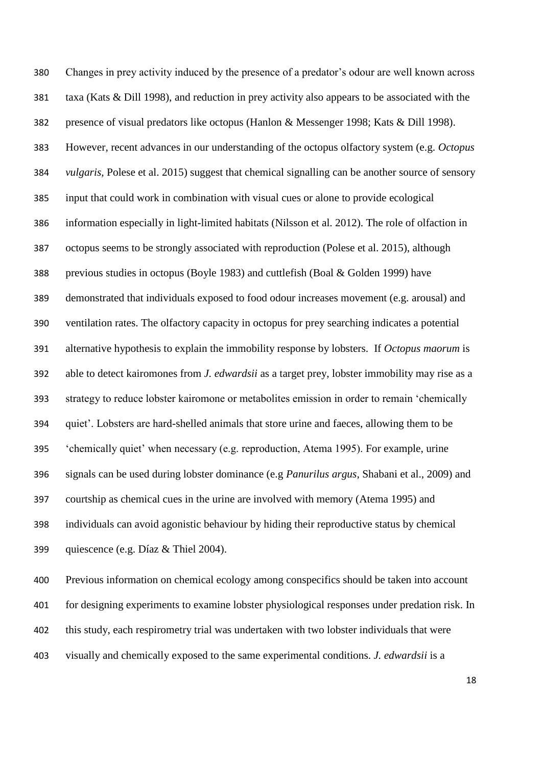Changes in prey activity induced by the presence of a predator's odour are well known across taxa (Kats & Dill 1998), and reduction in prey activity also appears to be associated with the presence of visual predators like octopus (Hanlon & Messenger 1998; Kats & Dill 1998). However, recent advances in our understanding of the octopus olfactory system (e.g. *Octopus vulgaris*, Polese et al. 2015) suggest that chemical signalling can be another source of sensory input that could work in combination with visual cues or alone to provide ecological information especially in light-limited habitats (Nilsson et al. 2012). The role of olfaction in octopus seems to be strongly associated with reproduction (Polese et al. 2015), although previous studies in octopus (Boyle 1983) and cuttlefish (Boal & Golden 1999) have demonstrated that individuals exposed to food odour increases movement (e.g. arousal) and ventilation rates. The olfactory capacity in octopus for prey searching indicates a potential alternative hypothesis to explain the immobility response by lobsters. If *Octopus maorum* is able to detect kairomones from *J. edwardsii* as a target prey, lobster immobility may rise as a strategy to reduce lobster kairomone or metabolites emission in order to remain 'chemically quiet'. Lobsters are hard-shelled animals that store urine and faeces, allowing them to be 'chemically quiet' when necessary (e.g. reproduction, Atema 1995). For example, urine signals can be used during lobster dominance (e.g *Panurilus argus*, Shabani et al., 2009) and courtship as chemical cues in the urine are involved with memory (Atema 1995) and individuals can avoid agonistic behaviour by hiding their reproductive status by chemical quiescence (e.g. Díaz & Thiel 2004).

Previous information on chemical ecology among conspecifics should be taken into account for designing experiments to examine lobster physiological responses under predation risk. In this study, each respirometry trial was undertaken with two lobster individuals that were visually and chemically exposed to the same experimental conditions. *J. edwardsii* is a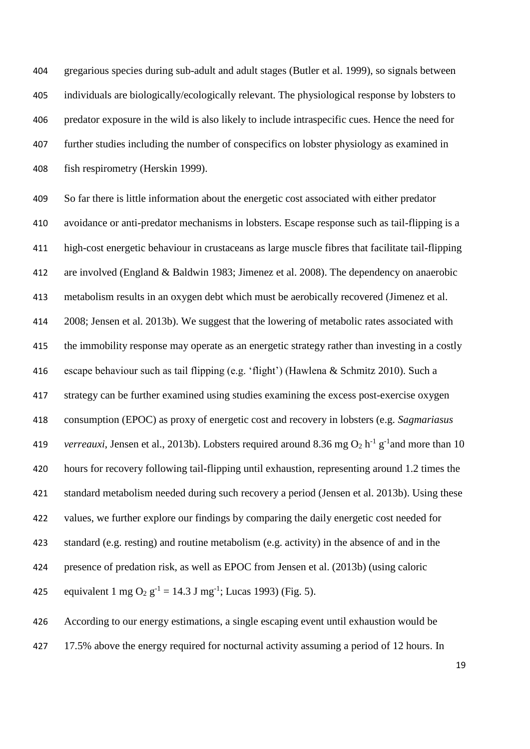gregarious species during sub-adult and adult stages (Butler et al. 1999), so signals between individuals are biologically/ecologically relevant. The physiological response by lobsters to predator exposure in the wild is also likely to include intraspecific cues. Hence the need for further studies including the number of conspecifics on lobster physiology as examined in fish respirometry (Herskin 1999).

So far there is little information about the energetic cost associated with either predator avoidance or anti-predator mechanisms in lobsters. Escape response such as tail-flipping is a high-cost energetic behaviour in crustaceans as large muscle fibres that facilitate tail-flipping are involved (England & Baldwin 1983; Jimenez et al. 2008). The dependency on anaerobic metabolism results in an oxygen debt which must be aerobically recovered (Jimenez et al. 2008; Jensen et al. 2013b). We suggest that the lowering of metabolic rates associated with the immobility response may operate as an energetic strategy rather than investing in a costly escape behaviour such as tail flipping (e.g. 'flight') (Hawlena & Schmitz 2010). Such a strategy can be further examined using studies examining the excess post-exercise oxygen consumption (EPOC) as proxy of energetic cost and recovery in lobsters (e.g. *Sagmariasus verreauxi*, Jensen et al., 2013b). Lobsters required around 8.36 mg $O_2$ $h^{-1}$ $g^{-1}$and more than 10 hours for recovery following tail-flipping until exhaustion, representing around 1.2 times the standard metabolism needed during such recovery a period (Jensen et al. 2013b). Using these values, we further explore our findings by comparing the daily energetic cost needed for standard (e.g. resting) and routine metabolism (e.g. activity) in the absence of and in the presence of predation risk, as well as EPOC from Jensen et al. (2013b) (using caloric equivalent 1 mg $O_2$ $g^{-1}$ = 14.3 J $mg^{-1}$; Lucas 1993) (Fig. 5).

According to our energy estimations, a single escaping event until exhaustion would be 17.5% above the energy required for nocturnal activity assuming a period of 12 hours. In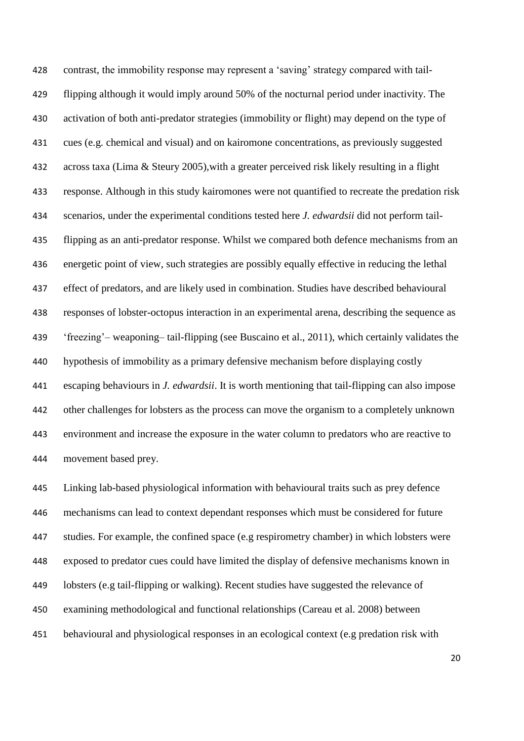contrast, the immobility response may represent a 'saving' strategy compared with tail-flipping although it would imply around 50% of the nocturnal period under inactivity. The activation of both anti-predator strategies (immobility or flight) may depend on the type of cues (e.g. chemical and visual) and on kairomone concentrations, as previously suggested across taxa (Lima & Steury 2005),with a greater perceived risk likely resulting in a flight response. Although in this study kairomones were not quantified to recreate the predation risk scenarios, under the experimental conditions tested here *J. edwardsii* did not perform tail-flipping as an anti-predator response. Whilst we compared both defence mechanisms from an energetic point of view, such strategies are possibly equally effective in reducing the lethal effect of predators, and are likely used in combination. Studies have described behavioural responses of lobster-octopus interaction in an experimental arena, describing the sequence as 'freezing'– weaponing– tail-flipping (see Buscaino et al., 2011), which certainly validates the hypothesis of immobility as a primary defensive mechanism before displaying costly escaping behaviours in *J. edwardsii*. It is worth mentioning that tail-flipping can also impose other challenges for lobsters as the process can move the organism to a completely unknown environment and increase the exposure in the water column to predators who are reactive to movement based prey.

Linking lab-based physiological information with behavioural traits such as prey defence mechanisms can lead to context dependant responses which must be considered for future studies. For example, the confined space (e.g respirometry chamber) in which lobsters were exposed to predator cues could have limited the display of defensive mechanisms known in lobsters (e.g tail-flipping or walking). Recent studies have suggested the relevance of examining methodological and functional relationships (Careau et al. 2008) between behavioural and physiological responses in an ecological context (e.g predation risk with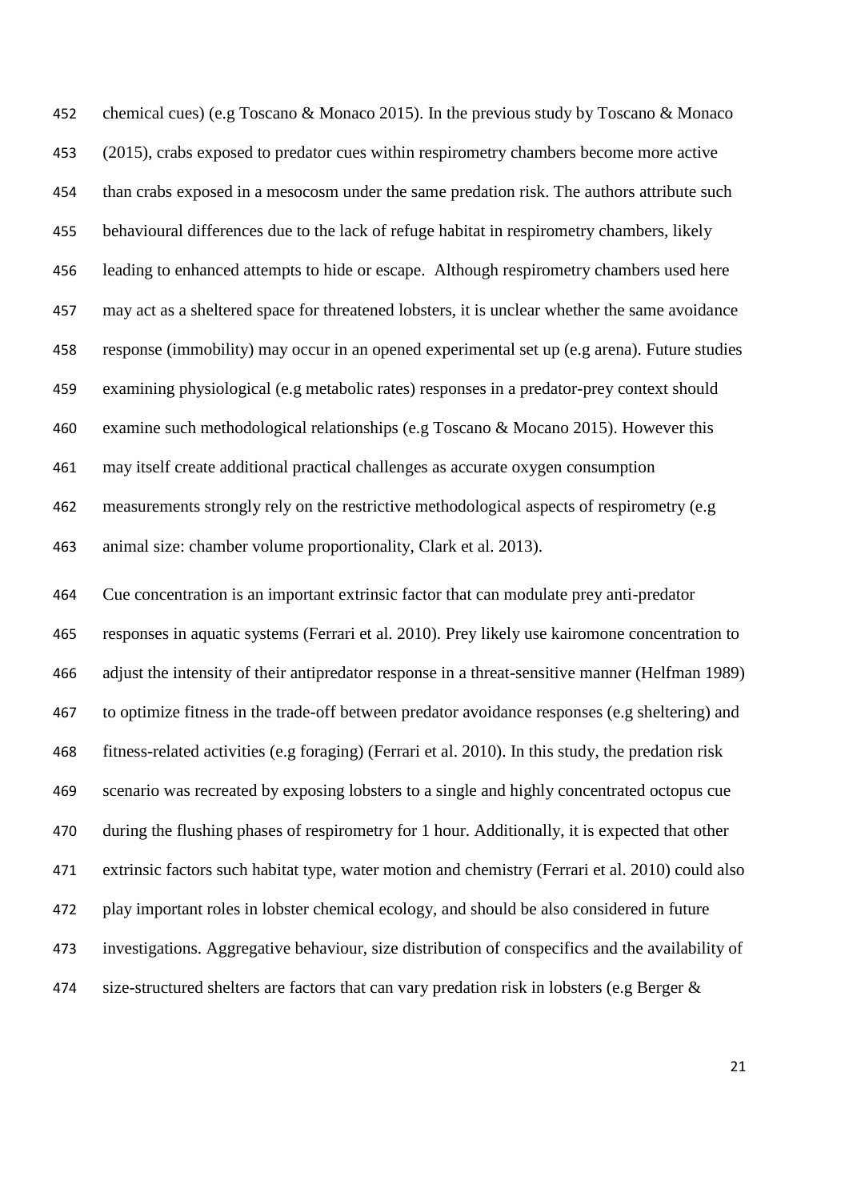chemical cues) (e.g Toscano & Monaco 2015). In the previous study by Toscano & Monaco (2015), crabs exposed to predator cues within respirometry chambers become more active than crabs exposed in a mesocosm under the same predation risk. The authors attribute such behavioural differences due to the lack of refuge habitat in respirometry chambers, likely leading to enhanced attempts to hide or escape. Although respirometry chambers used here may act as a sheltered space for threatened lobsters, it is unclear whether the same avoidance response (immobility) may occur in an opened experimental set up (e.g arena). Future studies examining physiological (e.g metabolic rates) responses in a predator-prey context should examine such methodological relationships (e.g Toscano & Mocano 2015). However this may itself create additional practical challenges as accurate oxygen consumption measurements strongly rely on the restrictive methodological aspects of respirometry (e.g animal size: chamber volume proportionality, Clark et al. 2013).

Cue concentration is an important extrinsic factor that can modulate prey anti-predator responses in aquatic systems (Ferrari et al. 2010). Prey likely use kairomone concentration to adjust the intensity of their antipredator response in a threat-sensitive manner (Helfman 1989) to optimize fitness in the trade-off between predator avoidance responses (e.g sheltering) and fitness-related activities (e.g foraging) (Ferrari et al. 2010). In this study, the predation risk scenario was recreated by exposing lobsters to a single and highly concentrated octopus cue during the flushing phases of respirometry for 1 hour. Additionally, it is expected that other extrinsic factors such habitat type, water motion and chemistry (Ferrari et al. 2010) could also play important roles in lobster chemical ecology, and should be also considered in future investigations. Aggregative behaviour, size distribution of conspecifics and the availability of size-structured shelters are factors that can vary predation risk in lobsters (e.g Berger &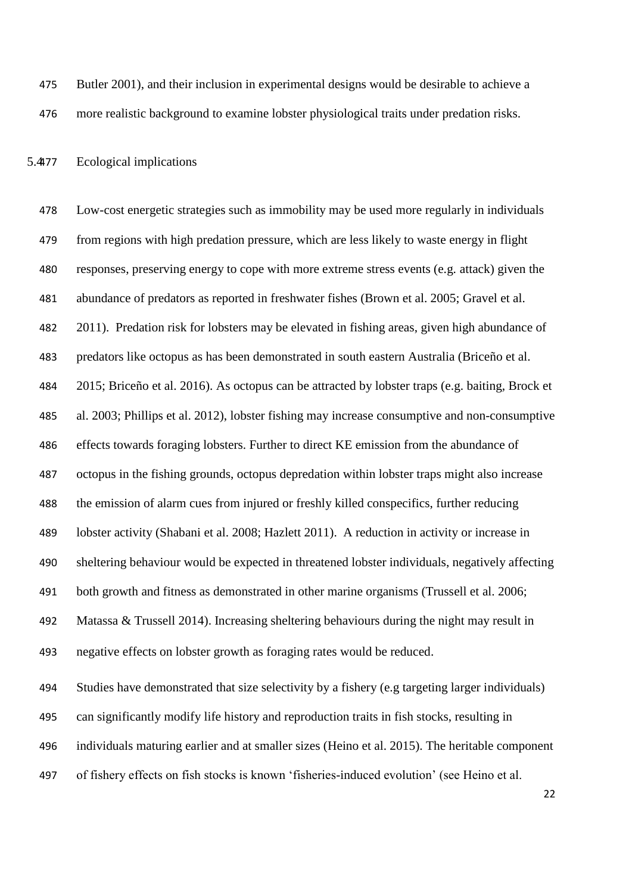Butler 2001), and their inclusion in experimental designs would be desirable to achieve a more realistic background to examine lobster physiological traits under predation risks.

## 5.4 Ecological implications

Low-cost energetic strategies such as immobility may be used more regularly in individuals from regions with high predation pressure, which are less likely to waste energy in flight responses, preserving energy to cope with more extreme stress events (e.g. attack) given the abundance of predators as reported in freshwater fishes (Brown et al. 2005; Gravel et al. 2011). Predation risk for lobsters may be elevated in fishing areas, given high abundance of predators like octopus as has been demonstrated in south eastern Australia (Briceño et al. 2015; Briceño et al. 2016). As octopus can be attracted by lobster traps (e.g. baiting, Brock et al. 2003; Phillips et al. 2012), lobster fishing may increase consumptive and non-consumptive effects towards foraging lobsters. Further to direct KE emission from the abundance of octopus in the fishing grounds, octopus depredation within lobster traps might also increase the emission of alarm cues from injured or freshly killed conspecifics, further reducing lobster activity (Shabani et al. 2008; Hazlett 2011). A reduction in activity or increase in sheltering behaviour would be expected in threatened lobster individuals, negatively affecting both growth and fitness as demonstrated in other marine organisms (Trussell et al. 2006; Matassa & Trussell 2014). Increasing sheltering behaviours during the night may result in negative effects on lobster growth as foraging rates would be reduced.

Studies have demonstrated that size selectivity by a fishery (e.g targeting larger individuals) can significantly modify life history and reproduction traits in fish stocks, resulting in individuals maturing earlier and at smaller sizes (Heino et al. 2015). The heritable component of fishery effects on fish stocks is known 'fisheries-induced evolution' (see Heino et al.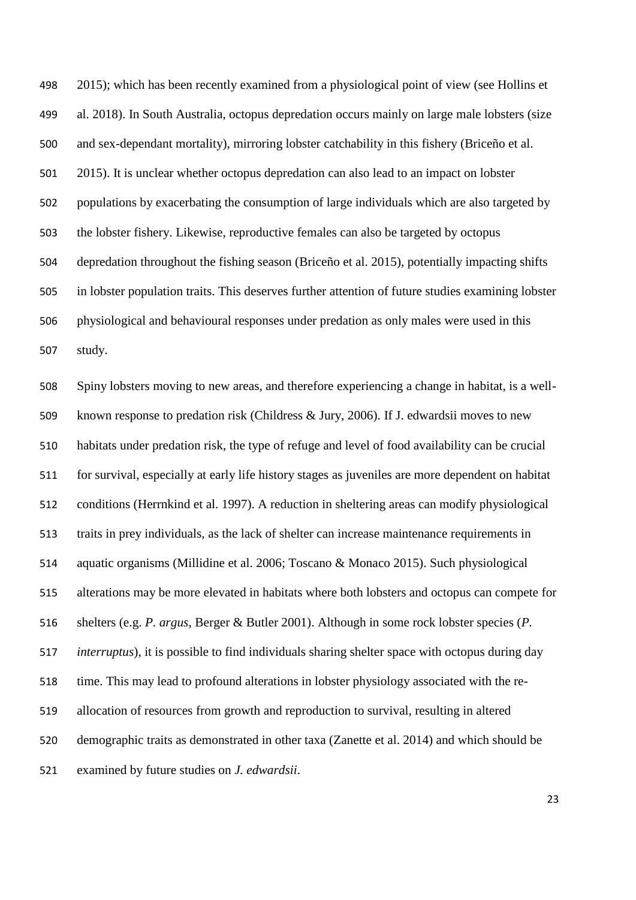2015); which has been recently examined from a physiological point of view (see Hollins et al. 2018). In South Australia, octopus depredation occurs mainly on large male lobsters (size and sex-dependant mortality), mirroring lobster catchability in this fishery (Briceño et al. 2015). It is unclear whether octopus depredation can also lead to an impact on lobster populations by exacerbating the consumption of large individuals which are also targeted by the lobster fishery. Likewise, reproductive females can also be targeted by octopus depredation throughout the fishing season (Briceño et al. 2015), potentially impacting shifts in lobster population traits. This deserves further attention of future studies examining lobster physiological and behavioural responses under predation as only males were used in this study.

Spiny lobsters moving to new areas, and therefore experiencing a change in habitat, is a well-known response to predation risk (Childress & Jury, 2006). If J. edwardsii moves to new habitats under predation risk, the type of refuge and level of food availability can be crucial for survival, especially at early life history stages as juveniles are more dependent on habitat conditions (Herrnkind et al. 1997). A reduction in sheltering areas can modify physiological traits in prey individuals, as the lack of shelter can increase maintenance requirements in aquatic organisms (Millidine et al. 2006; Toscano & Monaco 2015). Such physiological alterations may be more elevated in habitats where both lobsters and octopus can compete for shelters (e.g. *P. argus*, Berger & Butler 2001). Although in some rock lobster species (*P. interruptus*), it is possible to find individuals sharing shelter space with octopus during day time. This may lead to profound alterations in lobster physiology associated with the re-allocation of resources from growth and reproduction to survival, resulting in altered demographic traits as demonstrated in other taxa (Zanette et al. 2014) and which should be examined by future studies on *J. edwardsii*.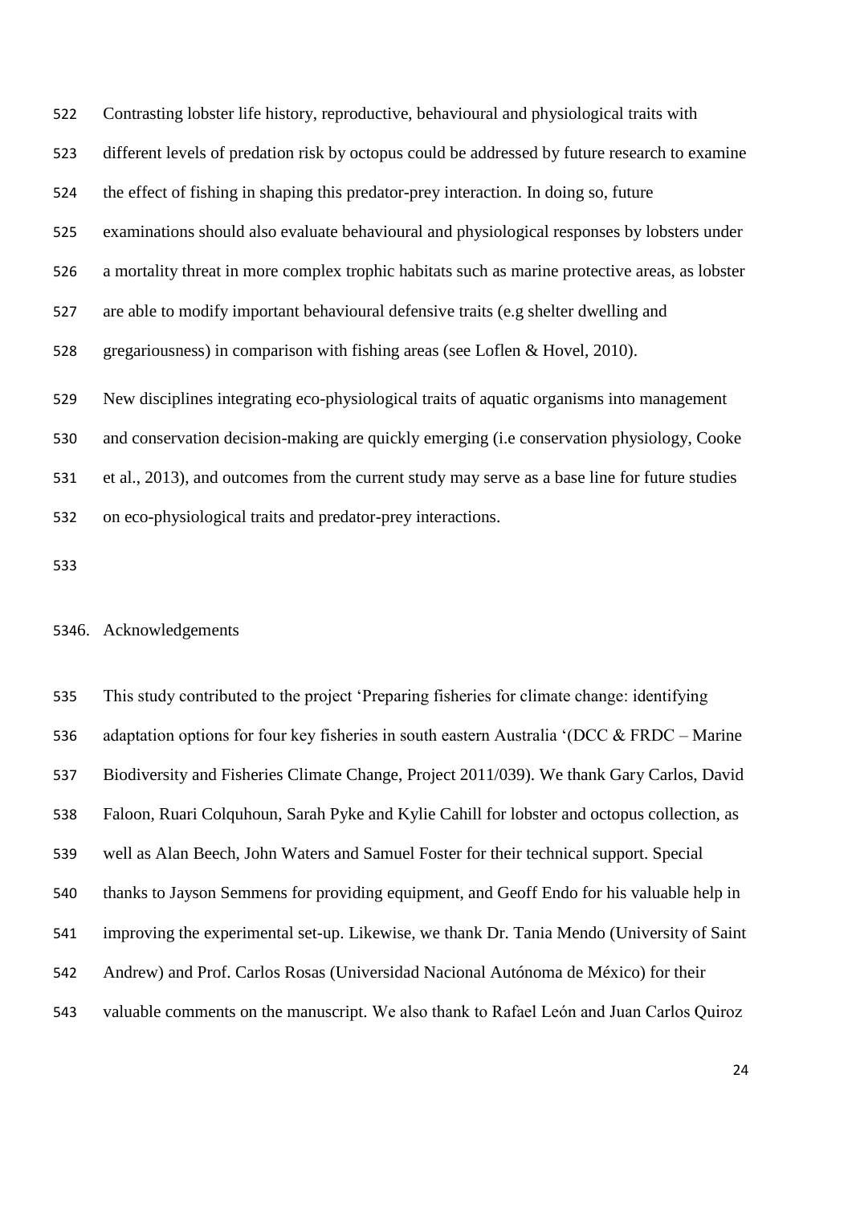Contrasting lobster life history, reproductive, behavioural and physiological traits with different levels of predation risk by octopus could be addressed by future research to examine the effect of fishing in shaping this predator-prey interaction. In doing so, future examinations should also evaluate behavioural and physiological responses by lobsters under a mortality threat in more complex trophic habitats such as marine protective areas, as lobster are able to modify important behavioural defensive traits (e.g shelter dwelling and gregariousness) in comparison with fishing areas (see Loflen & Hovel, 2010).

New disciplines integrating eco-physiological traits of aquatic organisms into management and conservation decision-making are quickly emerging (i.e conservation physiology, Cooke et al., 2013), and outcomes from the current study may serve as a base line for future studies on eco-physiological traits and predator-prey interactions.

## 6. Acknowledgements

This study contributed to the project 'Preparing fisheries for climate change: identifying adaptation options for four key fisheries in south eastern Australia '(DCC & FRDC – Marine Biodiversity and Fisheries Climate Change, Project 2011/039). We thank Gary Carlos, David Faloon, Ruari Colquhoun, Sarah Pyke and Kylie Cahill for lobster and octopus collection, as well as Alan Beech, John Waters and Samuel Foster for their technical support. Special thanks to Jayson Semmens for providing equipment, and Geoff Endo for his valuable help in improving the experimental set-up. Likewise, we thank Dr. Tania Mendo (University of Saint Andrew) and Prof. Carlos Rosas (Universidad Nacional Autónoma de México) for their valuable comments on the manuscript. We also thank to Rafael León and Juan Carlos Quiroz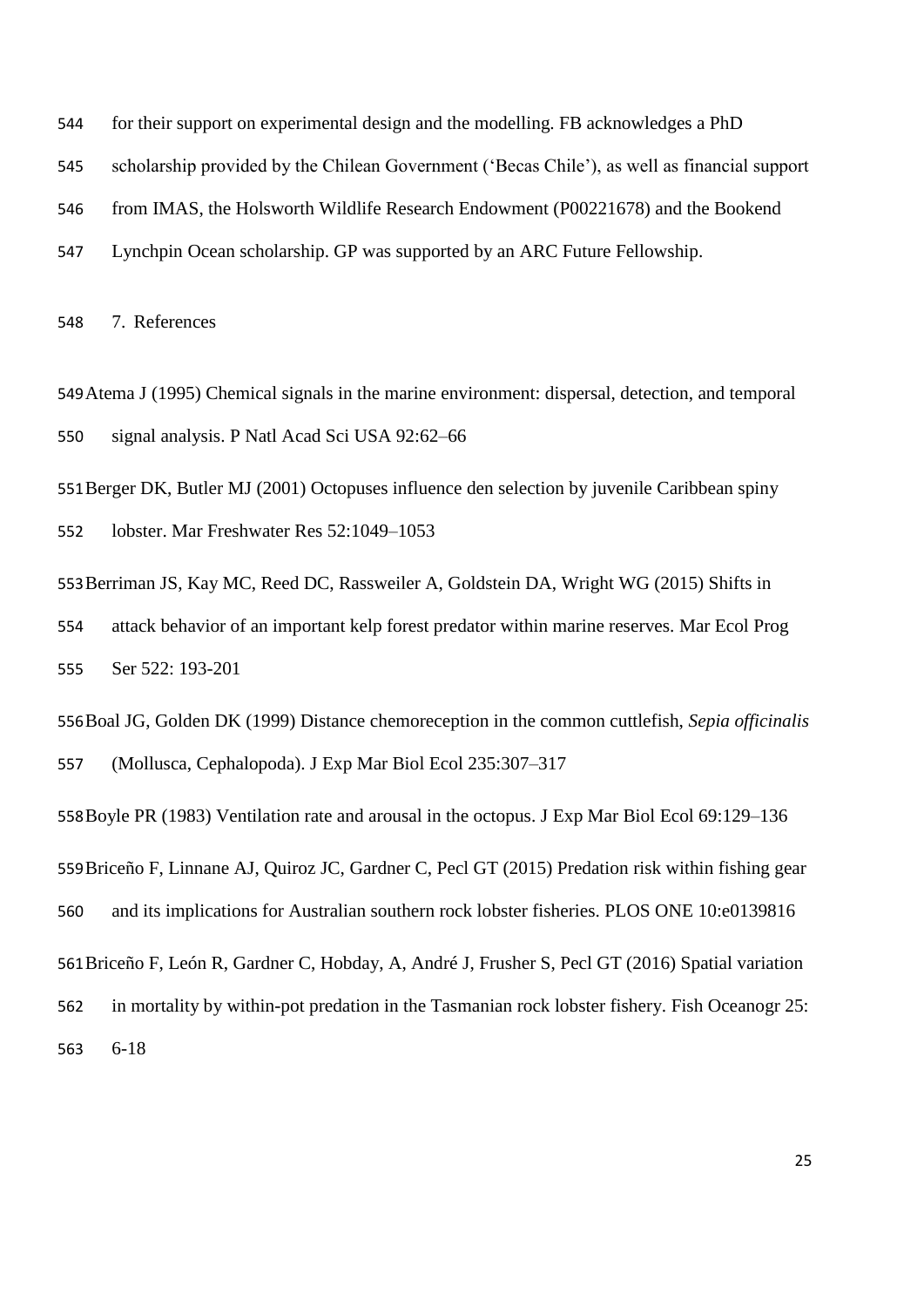for their support on experimental design and the modelling. FB acknowledges a PhD scholarship provided by the Chilean Government ('Becas Chile'), as well as financial support from IMAS, the Holsworth Wildlife Research Endowment (P00221678) and the Bookend Lynchpin Ocean scholarship. GP was supported by an ARC Future Fellowship.

## 7. References

Atema J (1995) Chemical signals in the marine environment: dispersal, detection, and temporal signal analysis. P Natl Acad Sci USA 92:62–66

Berger DK, Butler MJ (2001) Octopuses influence den selection by juvenile Caribbean spiny lobster. Mar Freshwater Res 52:1049–1053

Berriman JS, Kay MC, Reed DC, Rassweiler A, Goldstein DA, Wright WG (2015) Shifts in attack behavior of an important kelp forest predator within marine reserves. Mar Ecol Prog Ser 522: 193-201

Boal JG, Golden DK (1999) Distance chemoreception in the common cuttlefish, *Sepia officinalis* (Mollusca, Cephalopoda). J Exp Mar Biol Ecol 235:307–317

Boyle PR (1983) Ventilation rate and arousal in the octopus. J Exp Mar Biol Ecol 69:129–136

Briceño F, Linnane AJ, Quiroz JC, Gardner C, Pecl GT (2015) Predation risk within fishing gear and its implications for Australian southern rock lobster fisheries. PLOS ONE 10:e0139816

Briceño F, León R, Gardner C, Hobday, A, André J, Frusher S, Pecl GT (2016) Spatial variation in mortality by within-pot predation in the Tasmanian rock lobster fishery. Fish Oceanogr 25: 6-18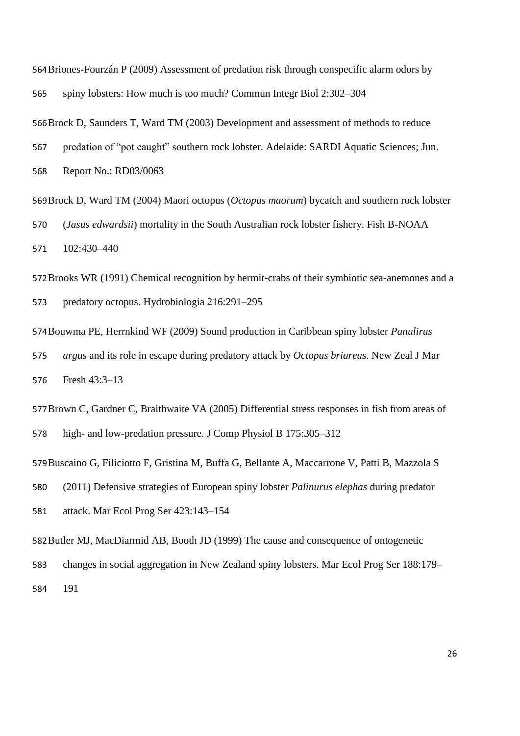Briones-Fourzán P (2009) Assessment of predation risk through conspecific alarm odors by spiny lobsters: How much is too much? Commun Integr Biol 2:302–304

Brock D, Saunders T, Ward TM (2003) Development and assessment of methods to reduce predation of "pot caught" southern rock lobster. Adelaide: SARDI Aquatic Sciences; Jun. Report No.: RD03/0063

Brock D, Ward TM (2004) Maori octopus (*Octopus maorum*) bycatch and southern rock lobster (*Jasus edwardsii*) mortality in the South Australian rock lobster fishery. Fish B-NOAA 102:430–440

Brooks WR (1991) Chemical recognition by hermit-crabs of their symbiotic sea-anemones and a predatory octopus. Hydrobiologia 216:291–295

Bouwma PE, Herrnkind WF (2009) Sound production in Caribbean spiny lobster *Panulirus argus* and its role in escape during predatory attack by *Octopus briareus*. New Zeal J Mar Fresh 43:3–13

Brown C, Gardner C, Braithwaite VA (2005) Differential stress responses in fish from areas of high- and low-predation pressure. J Comp Physiol B 175:305–312

Buscaino G, Filiciotto F, Gristina M, Buffa G, Bellante A, Maccarrone V, Patti B, Mazzola S (2011) Defensive strategies of European spiny lobster *Palinurus elephas* during predator attack. Mar Ecol Prog Ser 423:143–154

Butler MJ, MacDiarmid AB, Booth JD (1999) The cause and consequence of ontogenetic changes in social aggregation in New Zealand spiny lobsters. Mar Ecol Prog Ser 188:179–191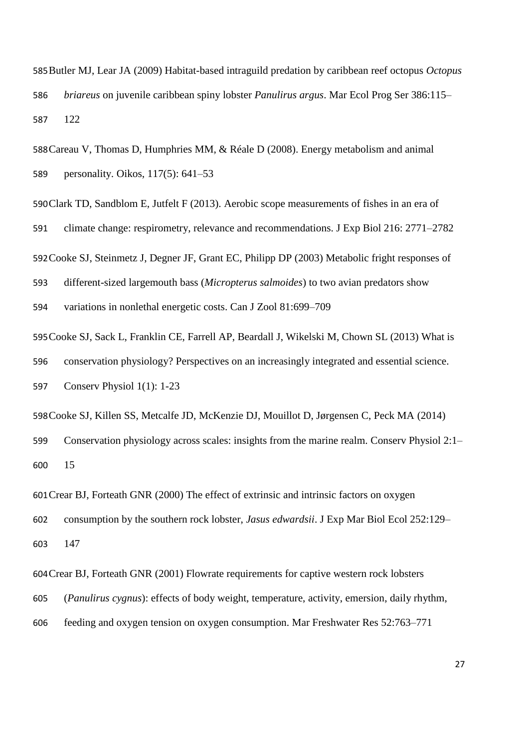Butler MJ, Lear JA (2009) Habitat-based intraguild predation by caribbean reef octopus *Octopus briareus* on juvenile caribbean spiny lobster *Panulirus argus*. Mar Ecol Prog Ser 386:115–122

Careau V, Thomas D, Humphries MM, & Réale D (2008). Energy metabolism and animal personality. Oikos, 117(5): 641–53

Clark TD, Sandblom E, Jutfelt F (2013). Aerobic scope measurements of fishes in an era of climate change: respirometry, relevance and recommendations. J Exp Biol 216: 2771–2782

Cooke SJ, Steinmetz J, Degner JF, Grant EC, Philipp DP (2003) Metabolic fright responses of different-sized largemouth bass (*Micropterus salmoides*) to two avian predators show variations in nonlethal energetic costs. Can J Zool 81:699–709

Cooke SJ, Sack L, Franklin CE, Farrell AP, Beardall J, Wikelski M, Chown SL (2013) What is conservation physiology? Perspectives on an increasingly integrated and essential science. Conserv Physiol 1(1): 1-23

Cooke SJ, Killen SS, Metcalfe JD, McKenzie DJ, Mouillot D, Jørgensen C, Peck MA (2014) Conservation physiology across scales: insights from the marine realm. Conserv Physiol 2:1–15

Crear BJ, Forteath GNR (2000) The effect of extrinsic and intrinsic factors on oxygen consumption by the southern rock lobster, *Jasus edwardsii*. J Exp Mar Biol Ecol 252:129–147

Crear BJ, Forteath GNR (2001) Flowrate requirements for captive western rock lobsters (*Panulirus cygnus*): effects of body weight, temperature, activity, emersion, daily rhythm, feeding and oxygen tension on oxygen consumption. Mar Freshwater Res 52:763–771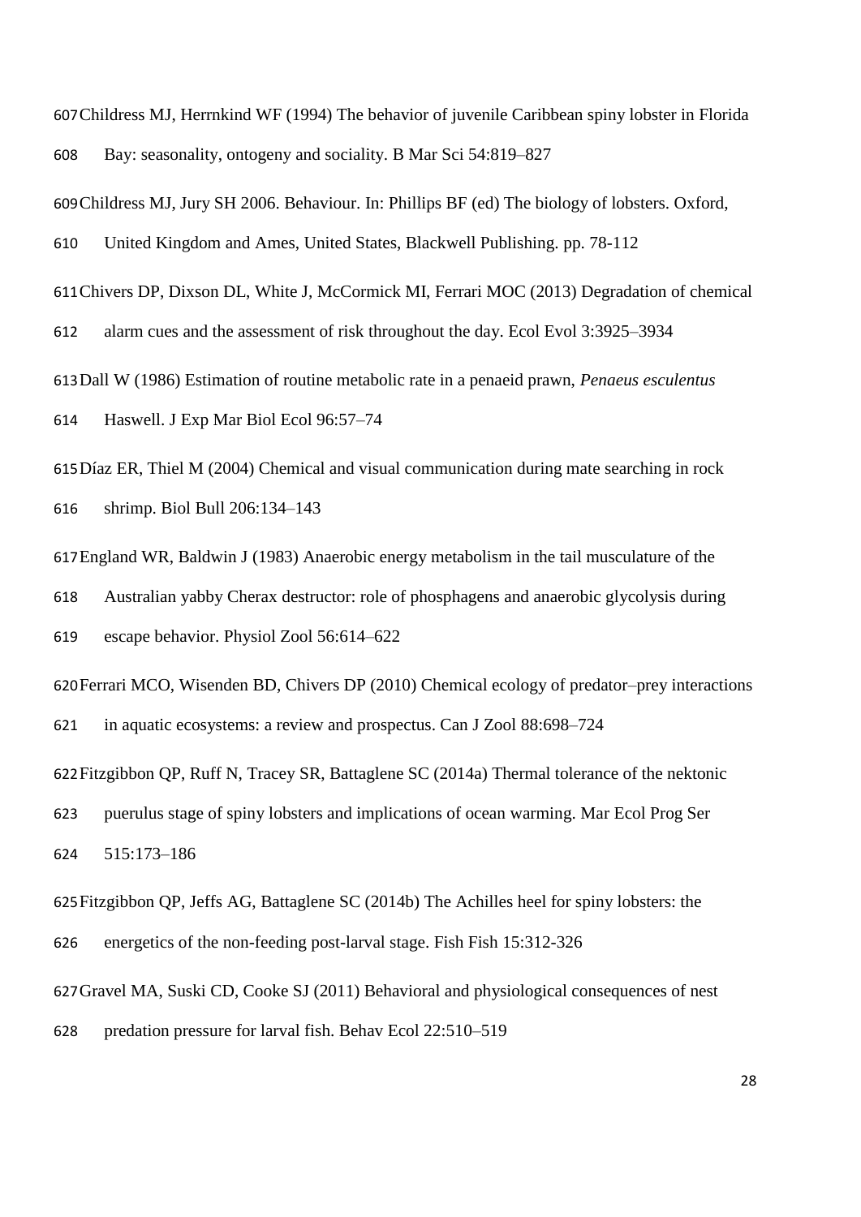Childress MJ, Herrnkind WF (1994) The behavior of juvenile Caribbean spiny lobster in Florida Bay: seasonality, ontogeny and sociality. B Mar Sci 54:819–827

Childress MJ, Jury SH 2006. Behaviour. In: Phillips BF (ed) The biology of lobsters. Oxford, United Kingdom and Ames, United States, Blackwell Publishing. pp. 78-112

Chivers DP, Dixson DL, White J, McCormick MI, Ferrari MOC (2013) Degradation of chemical alarm cues and the assessment of risk throughout the day. Ecol Evol 3:3925–3934

Dall W (1986) Estimation of routine metabolic rate in a penaeid prawn, *Penaeus esculentus* Haswell. J Exp Mar Biol Ecol 96:57–74

Díaz ER, Thiel M (2004) Chemical and visual communication during mate searching in rock shrimp. Biol Bull 206:134–143

England WR, Baldwin J (1983) Anaerobic energy metabolism in the tail musculature of the Australian yabby Cherax destructor: role of phosphagens and anaerobic glycolysis during escape behavior. Physiol Zool 56:614–622

Ferrari MCO, Wisenden BD, Chivers DP (2010) Chemical ecology of predator–prey interactions in aquatic ecosystems: a review and prospectus. Can J Zool 88:698–724

Fitzgibbon QP, Ruff N, Tracey SR, Battaglene SC (2014a) Thermal tolerance of the nektonic puerulus stage of spiny lobsters and implications of ocean warming. Mar Ecol Prog Ser 515:173–186

Fitzgibbon QP, Jeffs AG, Battaglene SC (2014b) The Achilles heel for spiny lobsters: the energetics of the non-feeding post-larval stage. Fish Fish 15:312-326

Gravel MA, Suski CD, Cooke SJ (2011) Behavioral and physiological consequences of nest predation pressure for larval fish. Behav Ecol 22:510–519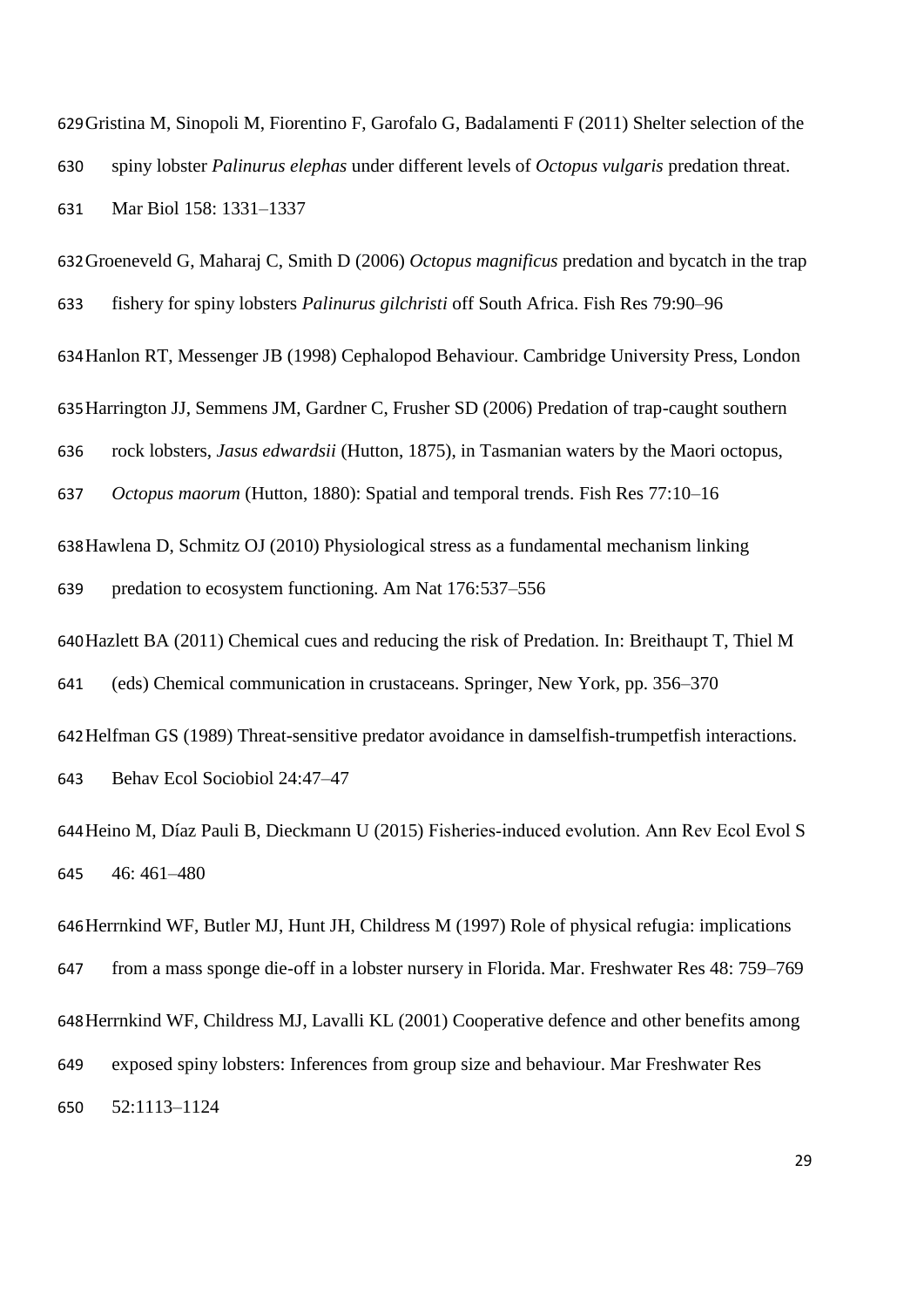Gristina M, Sinopoli M, Fiorentino F, Garofalo G, Badalamenti F (2011) Shelter selection of the spiny lobster *Palinurus elephas* under different levels of *Octopus vulgaris* predation threat. Mar Biol 158: 1331–1337

Groeneveld G, Maharaj C, Smith D (2006) *Octopus magnificus* predation and bycatch in the trap fishery for spiny lobsters *Palinurus gilchristi* off South Africa. Fish Res 79:90–96

Hanlon RT, Messenger JB (1998) Cephalopod Behaviour. Cambridge University Press, London

Harrington JJ, Semmens JM, Gardner C, Frusher SD (2006) Predation of trap-caught southern rock lobsters, *Jasus edwardsii* (Hutton, 1875), in Tasmanian waters by the Maori octopus, *Octopus maorum* (Hutton, 1880): Spatial and temporal trends. Fish Res 77:10–16

Hawlena D, Schmitz OJ (2010) Physiological stress as a fundamental mechanism linking predation to ecosystem functioning. Am Nat 176:537–556

Hazlett BA (2011) Chemical cues and reducing the risk of Predation. In: Breithaupt T, Thiel M (eds) Chemical communication in crustaceans. Springer, New York, pp. 356–370

Helfman GS (1989) Threat-sensitive predator avoidance in damselfish-trumpetfish interactions. Behav Ecol Sociobiol 24:47–47

Heino M, Díaz Pauli B, Dieckmann U (2015) Fisheries-induced evolution. Ann Rev Ecol Evol S 46: 461–480

Herrnkind WF, Butler MJ, Hunt JH, Childress M (1997) Role of physical refugia: implications from a mass sponge die-off in a lobster nursery in Florida. Mar. Freshwater Res 48: 759–769

Herrnkind WF, Childress MJ, Lavalli KL (2001) Cooperative defence and other benefits among exposed spiny lobsters: Inferences from group size and behaviour. Mar Freshwater Res 52:1113–1124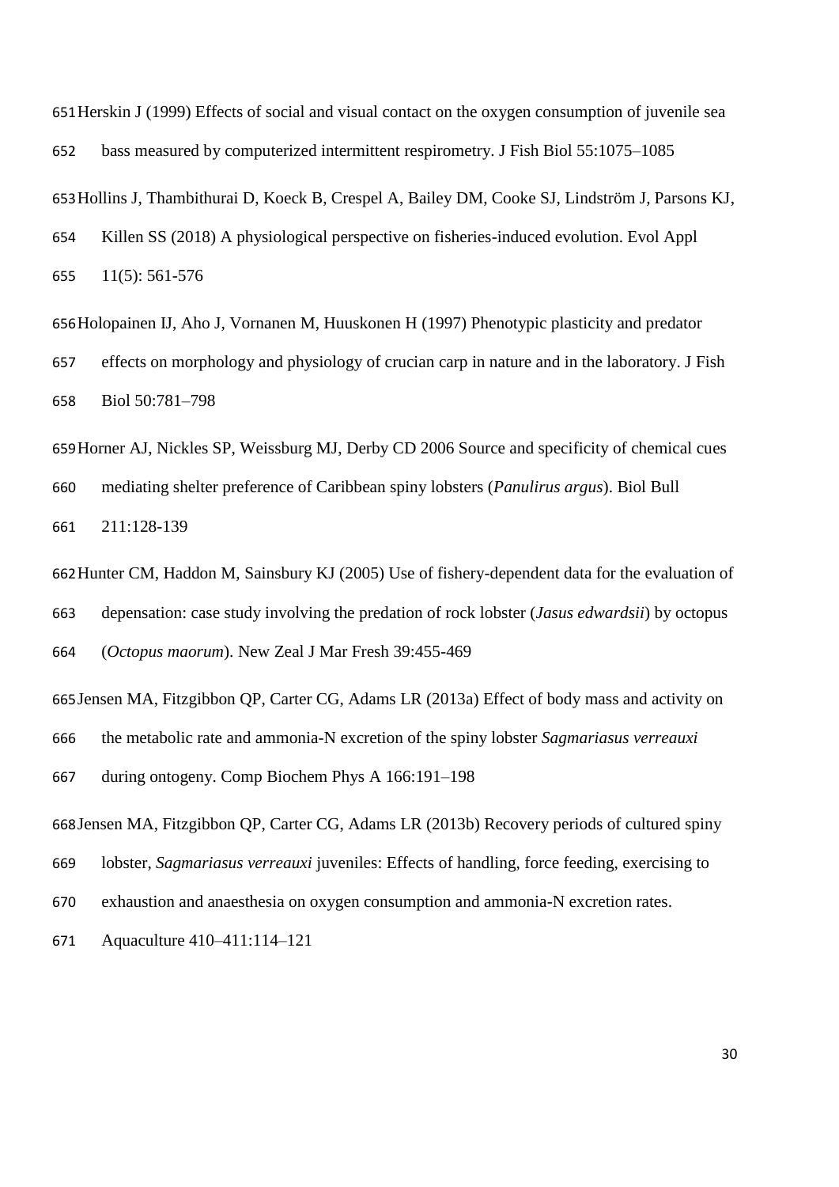Herskin J (1999) Effects of social and visual contact on the oxygen consumption of juvenile sea bass measured by computerized intermittent respirometry. J Fish Biol 55:1075–1085

Hollins J, Thambithurai D, Koeck B, Crespel A, Bailey DM, Cooke SJ, Lindström J, Parsons KJ, Killen SS (2018) A physiological perspective on fisheries-induced evolution. Evol Appl 11(5): 561-576

Holopainen IJ, Aho J, Vornanen M, Huuskonen H (1997) Phenotypic plasticity and predator effects on morphology and physiology of crucian carp in nature and in the laboratory. J Fish Biol 50:781–798

Horner AJ, Nickles SP, Weissburg MJ, Derby CD 2006 Source and specificity of chemical cues mediating shelter preference of Caribbean spiny lobsters (*Panulirus argus*). Biol Bull 211:128-139

Hunter CM, Haddon M, Sainsbury KJ (2005) Use of fishery-dependent data for the evaluation of depensation: case study involving the predation of rock lobster (*Jasus edwardsii*) by octopus (*Octopus maorum*). New Zeal J Mar Fresh 39:455-469

Jensen MA, Fitzgibbon QP, Carter CG, Adams LR (2013a) Effect of body mass and activity on the metabolic rate and ammonia-N excretion of the spiny lobster *Sagmariasus verreauxi* during ontogeny. Comp Biochem Phys A 166:191–198

Jensen MA, Fitzgibbon QP, Carter CG, Adams LR (2013b) Recovery periods of cultured spiny lobster, *Sagmariasus verreauxi* juveniles: Effects of handling, force feeding, exercising to exhaustion and anaesthesia on oxygen consumption and ammonia-N excretion rates. Aquaculture 410–411:114–121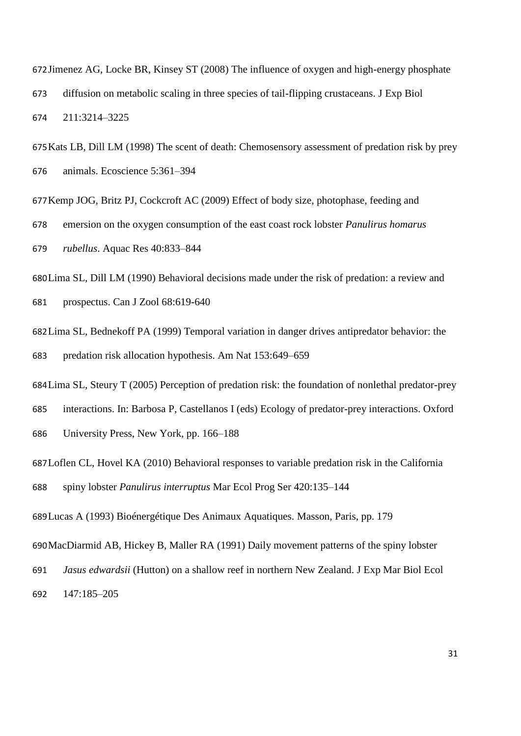Jimenez AG, Locke BR, Kinsey ST (2008) The influence of oxygen and high-energy phosphate diffusion on metabolic scaling in three species of tail-flipping crustaceans. J Exp Biol 211:3214–3225

Kats LB, Dill LM (1998) The scent of death: Chemosensory assessment of predation risk by prey animals. Ecoscience 5:361–394

Kemp JOG, Britz PJ, Cockcroft AC (2009) Effect of body size, photophase, feeding and emersion on the oxygen consumption of the east coast rock lobster *Panulirus homarus rubellus*. Aquac Res 40:833–844

Lima SL, Dill LM (1990) Behavioral decisions made under the risk of predation: a review and prospectus. Can J Zool 68:619-640

Lima SL, Bednekoff PA (1999) Temporal variation in danger drives antipredator behavior: the predation risk allocation hypothesis. Am Nat 153:649–659

Lima SL, Steury T (2005) Perception of predation risk: the foundation of nonlethal predator-prey interactions. In: Barbosa P, Castellanos I (eds) Ecology of predator-prey interactions. Oxford University Press, New York, pp. 166–188

Loflen CL, Hovel KA (2010) Behavioral responses to variable predation risk in the California spiny lobster *Panulirus interruptus* Mar Ecol Prog Ser 420:135–144

Lucas A (1993) Bioénergétique Des Animaux Aquatiques. Masson, Paris, pp. 179

MacDiarmid AB, Hickey B, Maller RA (1991) Daily movement patterns of the spiny lobster *Jasus edwardsii* (Hutton) on a shallow reef in northern New Zealand. J Exp Mar Biol Ecol 147:185–205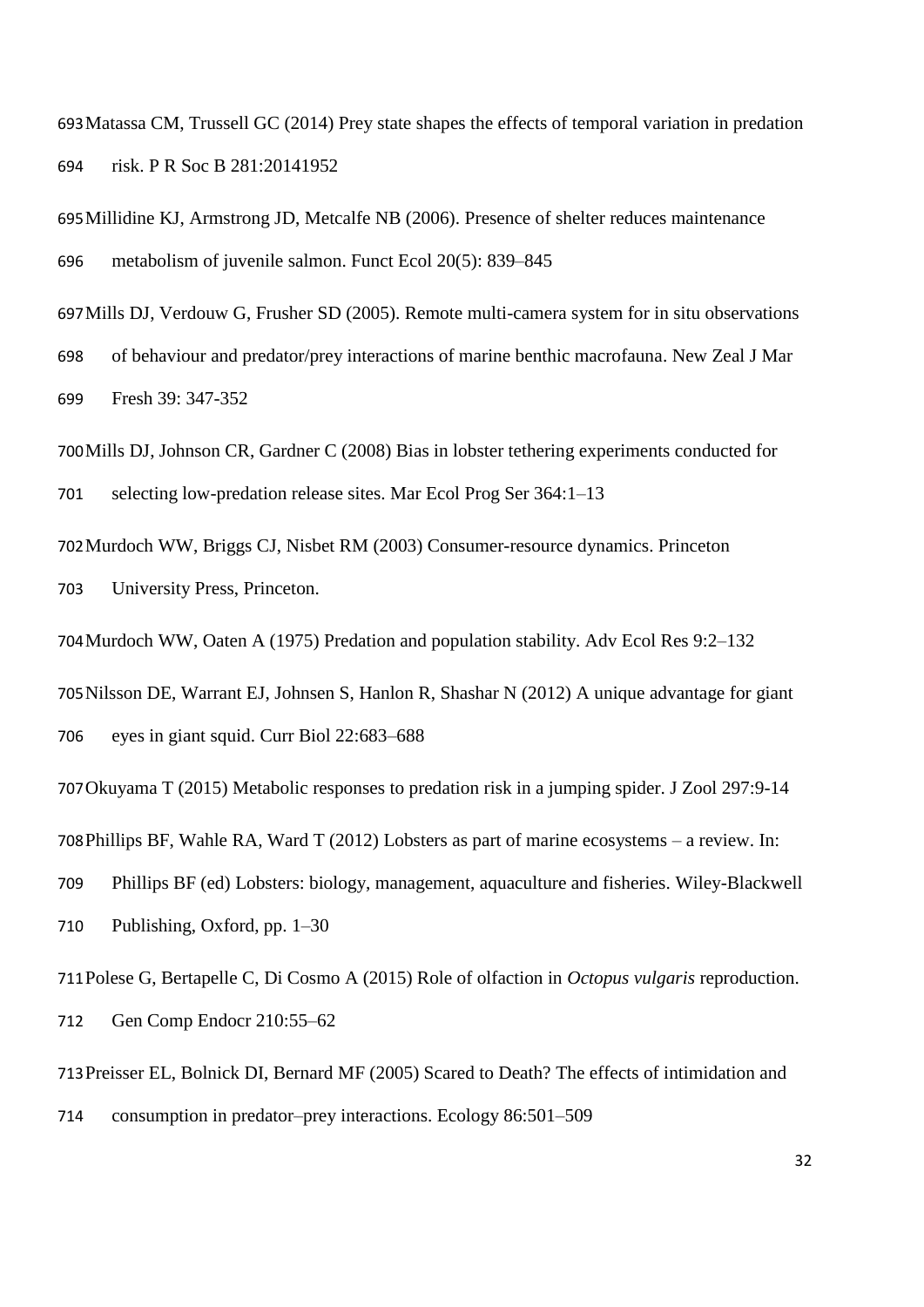Matassa CM, Trussell GC (2014) Prey state shapes the effects of temporal variation in predation risk. P R Soc B 281:20141952

Millidine KJ, Armstrong JD, Metcalfe NB (2006). Presence of shelter reduces maintenance metabolism of juvenile salmon. Funct Ecol 20(5): 839–845

Mills DJ, Verdouw G, Frusher SD (2005). Remote multi-camera system for in situ observations of behaviour and predator/prey interactions of marine benthic macrofauna. New Zeal J Mar Fresh 39: 347-352

Mills DJ, Johnson CR, Gardner C (2008) Bias in lobster tethering experiments conducted for selecting low-predation release sites. Mar Ecol Prog Ser 364:1–13

Murdoch WW, Briggs CJ, Nisbet RM (2003) Consumer-resource dynamics. Princeton University Press, Princeton.

Murdoch WW, Oaten A (1975) Predation and population stability. Adv Ecol Res 9:2–132

Nilsson DE, Warrant EJ, Johnsen S, Hanlon R, Shashar N (2012) A unique advantage for giant eyes in giant squid. Curr Biol 22:683–688

Okuyama T (2015) Metabolic responses to predation risk in a jumping spider. J Zool 297:9-14

Phillips BF, Wahle RA, Ward T (2012) Lobsters as part of marine ecosystems – a review. In: Phillips BF (ed) Lobsters: biology, management, aquaculture and fisheries. Wiley-Blackwell Publishing, Oxford, pp. 1–30

Polese G, Bertapelle C, Di Cosmo A (2015) Role of olfaction in *Octopus vulgaris* reproduction. Gen Comp Endocr 210:55–62

Preisser EL, Bolnick DI, Bernard MF (2005) Scared to Death? The effects of intimidation and consumption in predator–prey interactions. Ecology 86:501–509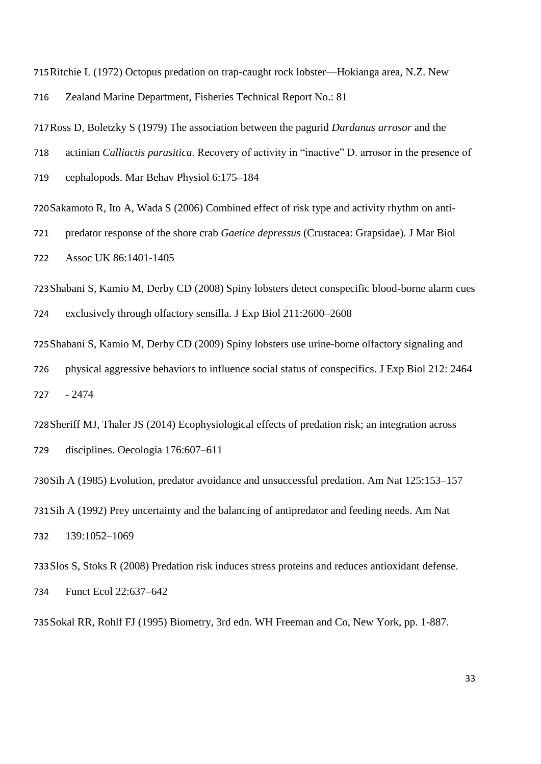Ritchie L (1972) Octopus predation on trap-caught rock lobster—Hokianga area, N.Z. New Zealand Marine Department, Fisheries Technical Report No.: 81

Ross D, Boletzky S (1979) The association between the pagurid *Dardanus arrosor* and the actinian *Calliactis parasitica*. Recovery of activity in "inactive" D. arrosor in the presence of cephalopods. Mar Behav Physiol 6:175–184

Sakamoto R, Ito A, Wada S (2006) Combined effect of risk type and activity rhythm on anti-predator response of the shore crab *Gaetice depressus* (Crustacea: Grapsidae). J Mar Biol Assoc UK 86:1401-1405

Shabani S, Kamio M, Derby CD (2008) Spiny lobsters detect conspecific blood-borne alarm cues exclusively through olfactory sensilla. J Exp Biol 211:2600–2608

Shabani S, Kamio M, Derby CD (2009) Spiny lobsters use urine-borne olfactory signaling and physical aggressive behaviors to influence social status of conspecifics. J Exp Biol 212: 2464 - 2474

Sheriff MJ, Thaler JS (2014) Ecophysiological effects of predation risk; an integration across disciplines. Oecologia 176:607–611

Sih A (1985) Evolution, predator avoidance and unsuccessful predation. Am Nat 125:153–157

Sih A (1992) Prey uncertainty and the balancing of antipredator and feeding needs. Am Nat 139:1052–1069

Slos S, Stoks R (2008) Predation risk induces stress proteins and reduces antioxidant defense. Funct Ecol 22:637–642

Sokal RR, Rohlf FJ (1995) Biometry, 3rd edn. WH Freeman and Co, New York, pp. 1-887.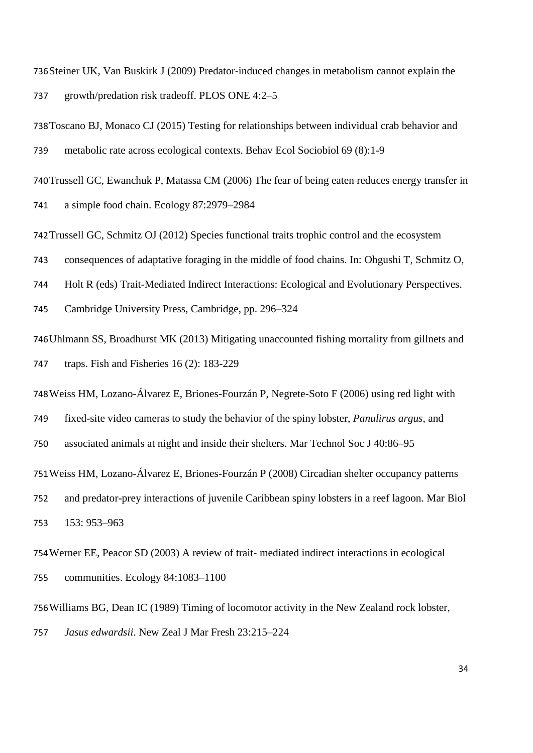Steiner UK, Van Buskirk J (2009) Predator-induced changes in metabolism cannot explain the growth/predation risk tradeoff. PLOS ONE 4:2–5

Toscano BJ, Monaco CJ (2015) Testing for relationships between individual crab behavior and metabolic rate across ecological contexts. Behav Ecol Sociobiol 69 (8):1-9

Trussell GC, Ewanchuk P, Matassa CM (2006) The fear of being eaten reduces energy transfer in a simple food chain. Ecology 87:2979–2984

Trussell GC, Schmitz OJ (2012) Species functional traits trophic control and the ecosystem consequences of adaptative foraging in the middle of food chains. In: Ohgushi T, Schmitz O, Holt R (eds) Trait-Mediated Indirect Interactions: Ecological and Evolutionary Perspectives. Cambridge University Press, Cambridge, pp. 296–324

Uhlmann SS, Broadhurst MK (2013) Mitigating unaccounted fishing mortality from gillnets and traps. Fish and Fisheries 16 (2): 183-229

Weiss HM, Lozano-Álvarez E, Briones-Fourzán P, Negrete-Soto F (2006) using red light with fixed-site video cameras to study the behavior of the spiny lobster, *Panulirus argus*, and associated animals at night and inside their shelters. Mar Technol Soc J 40:86–95

Weiss HM, Lozano-Álvarez E, Briones-Fourzán P (2008) Circadian shelter occupancy patterns and predator-prey interactions of juvenile Caribbean spiny lobsters in a reef lagoon. Mar Biol 153: 953–963

Werner EE, Peacor SD (2003) A review of trait- mediated indirect interactions in ecological communities. Ecology 84:1083–1100

Williams BG, Dean IC (1989) Timing of locomotor activity in the New Zealand rock lobster, *Jasus edwardsii*. New Zeal J Mar Fresh 23:215–224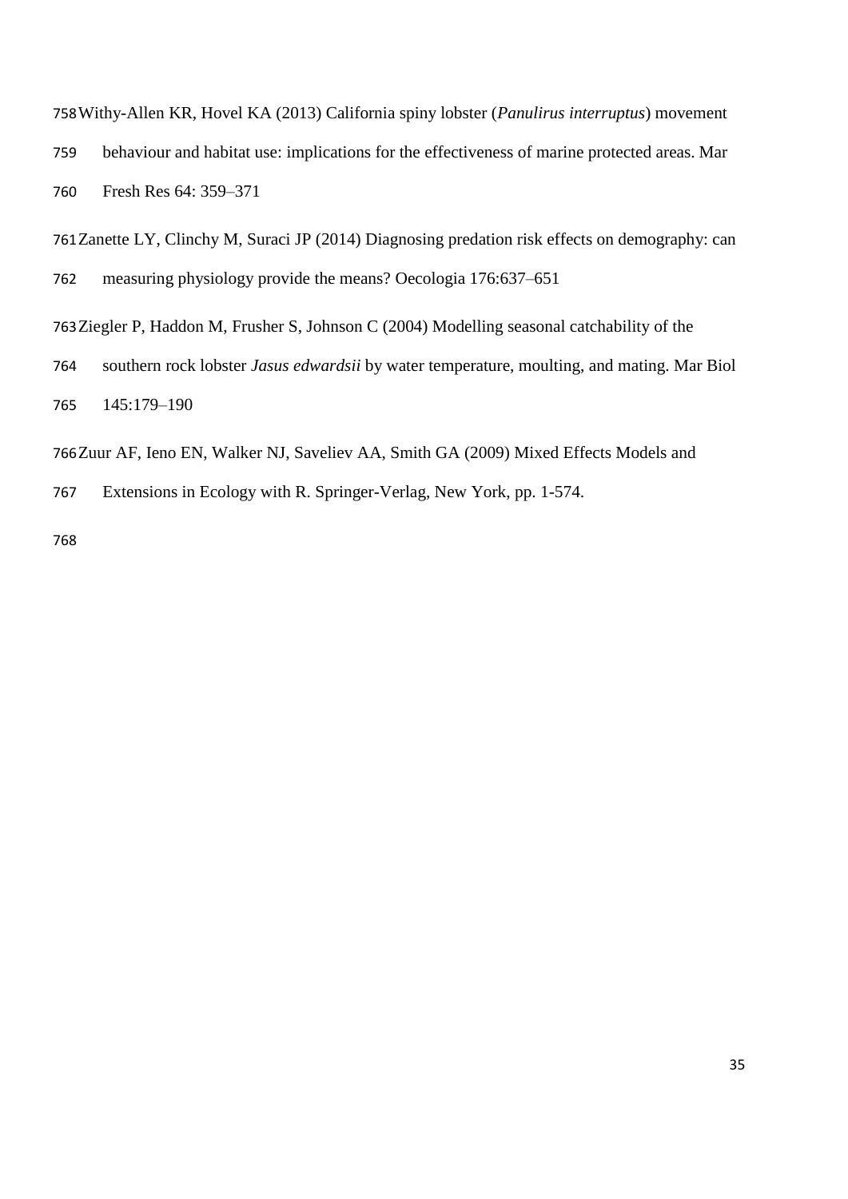Withy-Allen KR, Hovel KA (2013) California spiny lobster (*Panulirus interruptus*) movement behaviour and habitat use: implications for the effectiveness of marine protected areas. Mar Fresh Res 64: 359–371

Zanette LY, Clinchy M, Suraci JP (2014) Diagnosing predation risk effects on demography: can measuring physiology provide the means? Oecologia 176:637–651

Ziegler P, Haddon M, Frusher S, Johnson C (2004) Modelling seasonal catchability of the southern rock lobster *Jasus edwardsii* by water temperature, moulting, and mating. Mar Biol 145:179–190

Zuur AF, Ieno EN, Walker NJ, Saveliev AA, Smith GA (2009) Mixed Effects Models and Extensions in Ecology with R. Springer-Verlag, New York, pp. 1-574.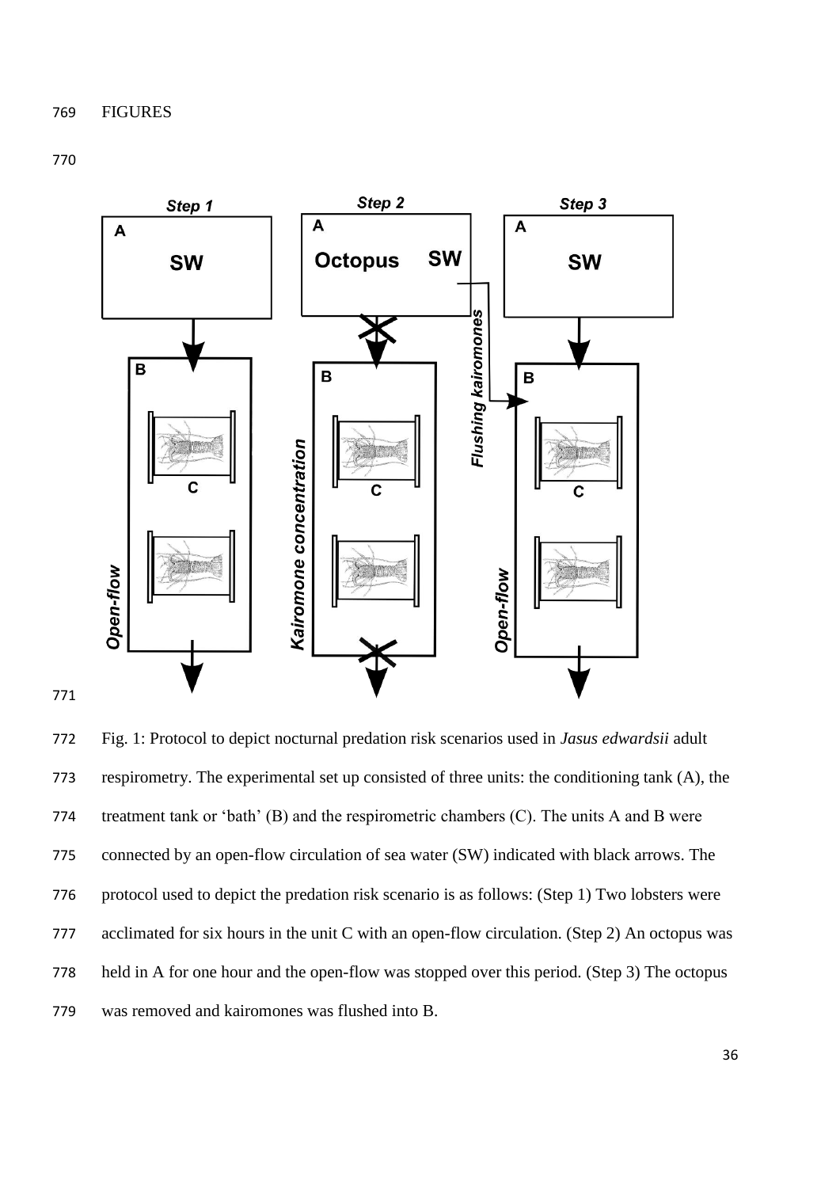FIGURES

Fig. 1: Protocol to depict nocturnal predation risk scenarios used in *Jasus edwardsii* adult respirometry. The experimental set up consisted of three units: the conditioning tank (A), the treatment tank or 'bath' (B) and the respirometric chambers (C). The units A and B were connected by an open-flow circulation of sea water (SW) indicated with black arrows. The protocol used to depict the predation risk scenario is as follows: (Step 1) Two lobsters were acclimated for six hours in the unit C with an open-flow circulation. (Step 2) An octopus was held in A for one hour and the open-flow was stopped over this period. (Step 3) The octopus was removed and kairomones was flushed into B.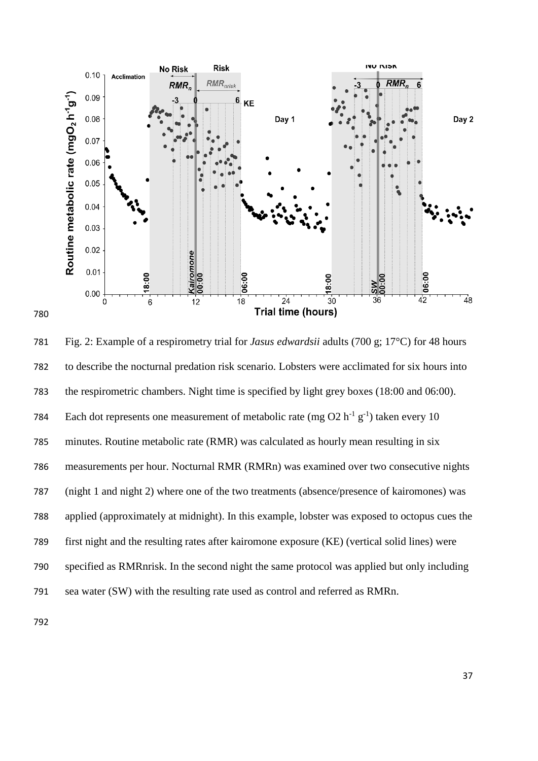Fig. 2: Example of a respirometry trial for *Jasus edwardsii* adults (700 g; 17°C) for 48 hours to describe the nocturnal predation risk scenario. Lobsters were acclimated for six hours into the respirometric chambers. Night time is specified by light grey boxes (18:00 and 06:00). Each dot represents one measurement of metabolic rate (mg O2 $h^{-1}$ $g^{-1}$) taken every 10 minutes. Routine metabolic rate (RMR) was calculated as hourly mean resulting in six measurements per hour. Nocturnal RMR (RMRn) was examined over two consecutive nights (night 1 and night 2) where one of the two treatments (absence/presence of kairomones) was applied (approximately at midnight). In this example, lobster was exposed to octopus cues the first night and the resulting rates after kairomone exposure (KE) (vertical solid lines) were specified as RMRnrisk. In the second night the same protocol was applied but only including sea water (SW) with the resulting rate used as control and referred as RMRn.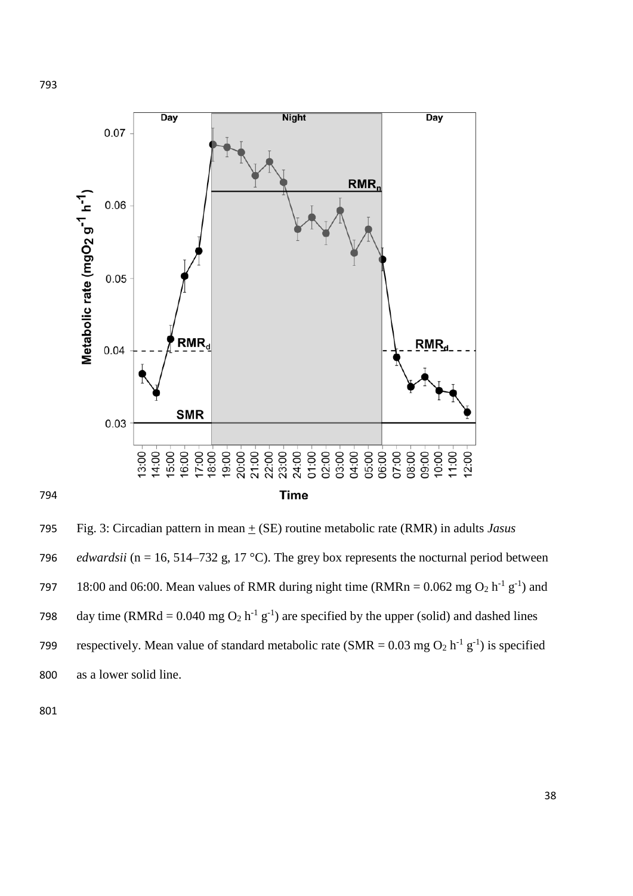Fig. 3: Circadian pattern in mean ± (SE) routine metabolic rate (RMR) in adults *Jasus edwardsii* (n = 16, 514–732 g, 17 °C). The grey box represents the nocturnal period between 18:00 and 06:00. Mean values of RMR during night time (RMRn = 0.062 mg $O_2$ $h^{-1}$ $g^{-1}$) and day time (RMRd = 0.040 mg $O_2$ $h^{-1}$ $g^{-1}$) are specified by the upper (solid) and dashed lines respectively. Mean value of standard metabolic rate (SMR = 0.03 mg $O_2$ $h^{-1}$ $g^{-1}$) is specified as a lower solid line.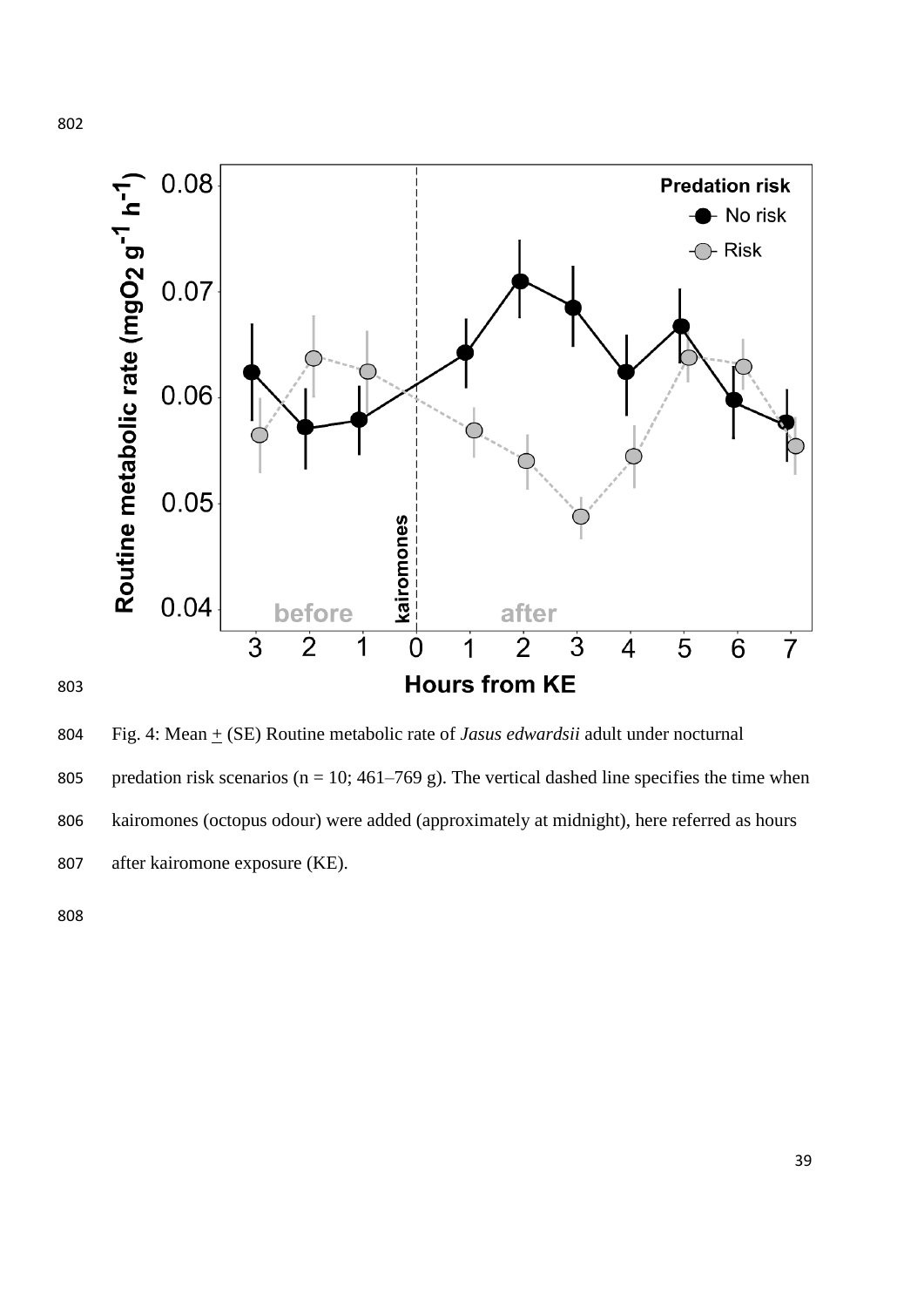Fig. 4: Mean + (SE) Routine metabolic rate of *Jasus edwardsii* adult under nocturnal predation risk scenarios (n = 10; 461–769 g). The vertical dashed line specifies the time when kairomones (octopus odour) were added (approximately at midnight), here referred as hours after kairomone exposure (KE).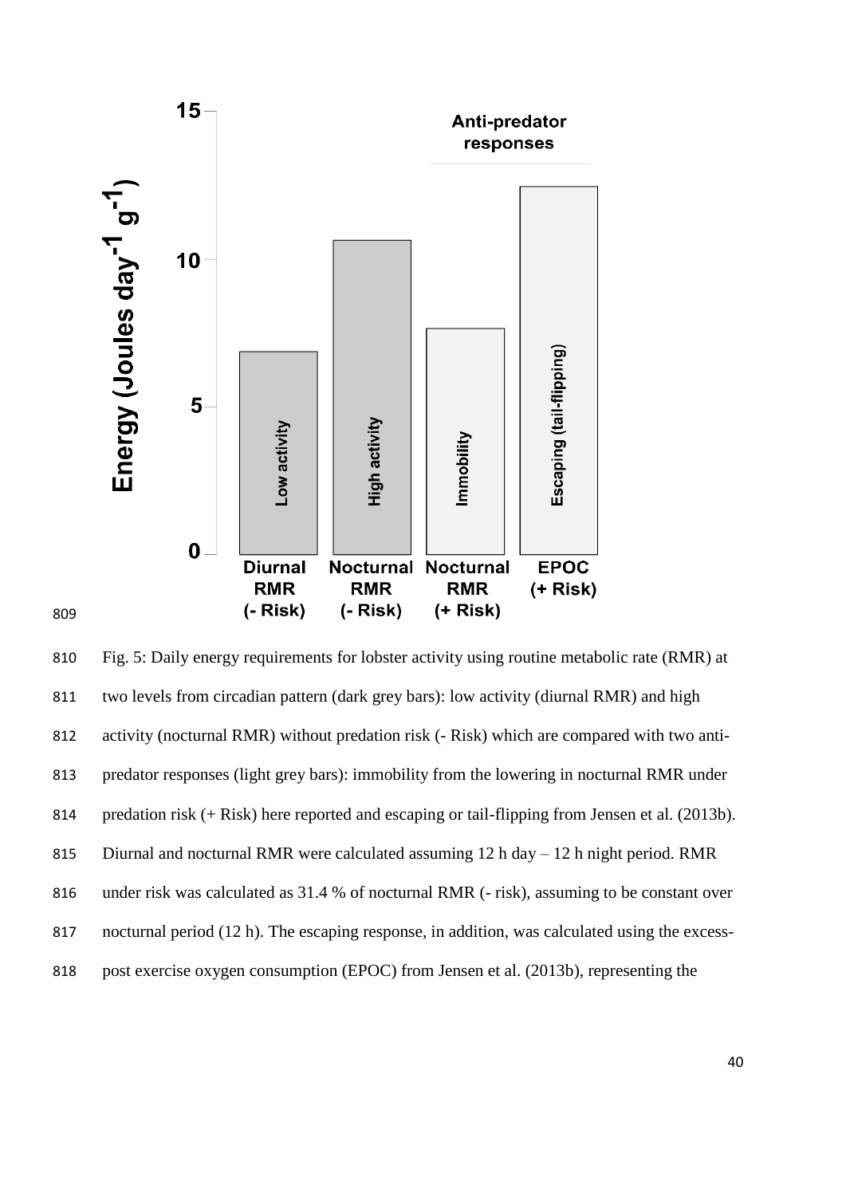Fig. 5: Daily energy requirements for lobster activity using routine metabolic rate (RMR) at two levels from circadian pattern (dark grey bars): low activity (diurnal RMR) and high activity (nocturnal RMR) without predation risk (- Risk) which are compared with two anti-predator responses (light grey bars): immobility from the lowering in nocturnal RMR under predation risk (+ Risk) here reported and escaping or tail-flipping from Jensen et al. (2013b). Diurnal and nocturnal RMR were calculated assuming 12 h day – 12 h night period. RMR under risk was calculated as 31.4 % of nocturnal RMR (- risk), assuming to be constant over nocturnal period (12 h). The escaping response, in addition, was calculated using the excess-post exercise oxygen consumption (EPOC) from Jensen et al. (2013b), representing the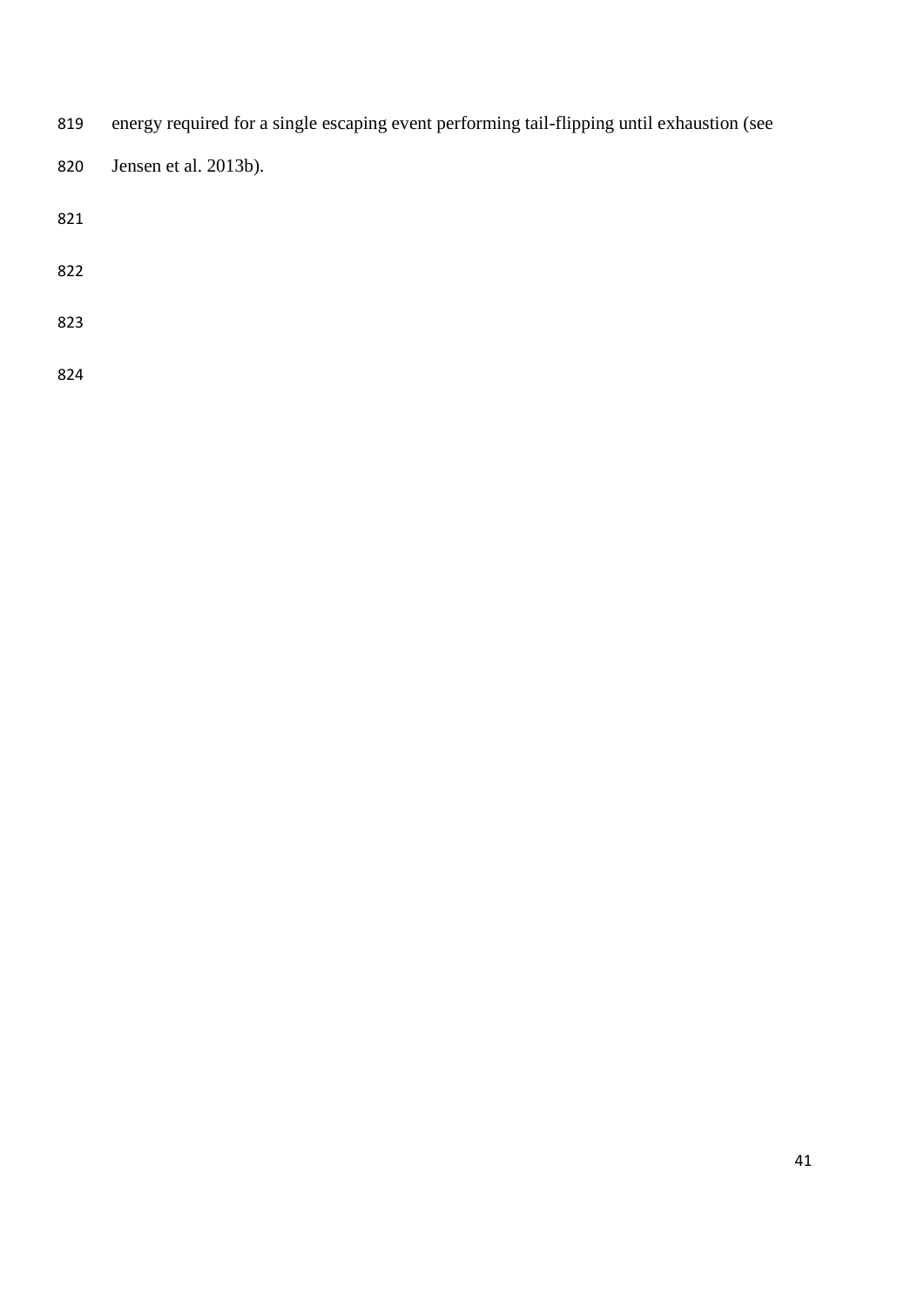energy required for a single escaping event performing tail-flipping until exhaustion (see Jensen et al. 2013b).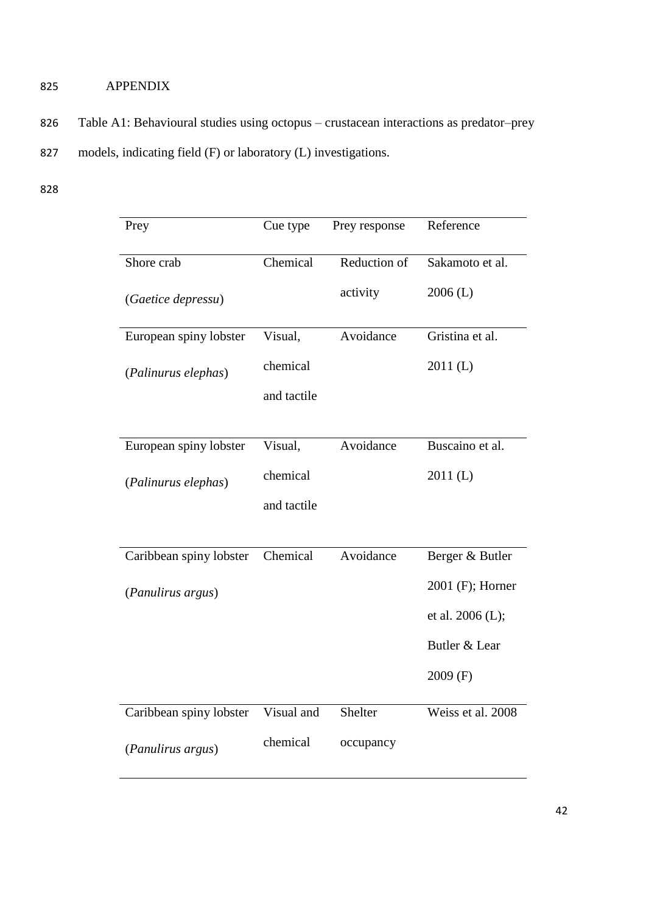APPENDIX

Table A1: Behavioural studies using octopus – crustacean interactions as predator–prey models, indicating field (F) or laboratory (L) investigations.

| Prey | Cue type | Prey response | Reference |
|---|---|---|---|
| Shore crab (*Gaetice depressu*) | Chemical | Reduction of activity | Sakamoto et al. 2006 (L) |
| European spiny lobster (*Palinurus elephas*) | Visual, chemical and tactile | Avoidance | Gristina et al. 2011 (L) |
| European spiny lobster (*Palinurus elephas*) | Visual, chemical and tactile | Avoidance | Buscaino et al. 2011 (L) |
| Caribbean spiny lobster (*Panulirus argus*) | Chemical | Avoidance | Berger & Butler 2001 (F); Horner et al. 2006 (L); Butler & Lear 2009 (F) |
| Caribbean spiny lobster (*Panulirus argus*) | Visual and chemical | Shelter occupancy | Weiss et al. 2008 |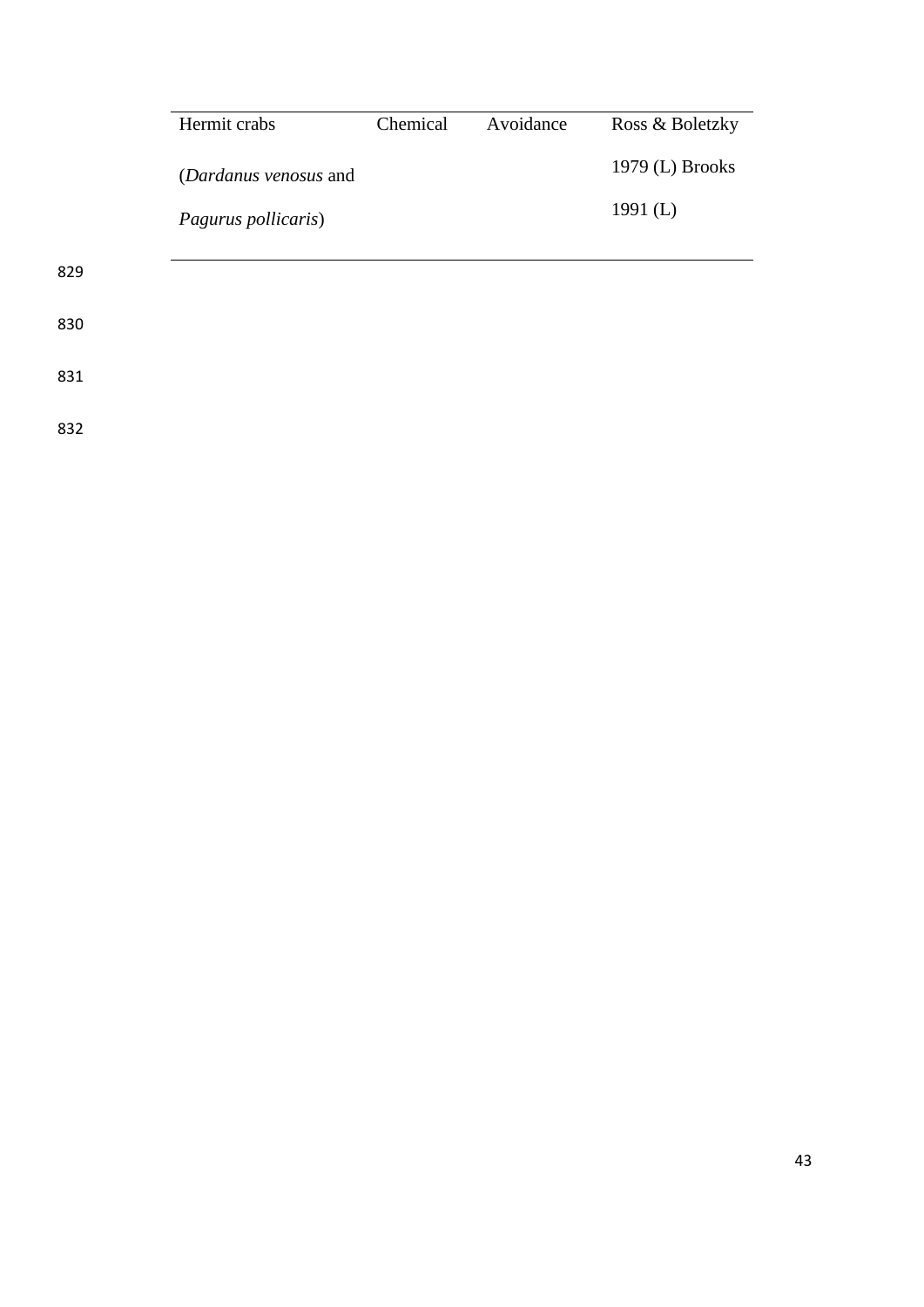| | | | |
|---|---|---|---|
| Hermit crabs (*Dardanus venosus* and *Pagurus pollicaris*) | Chemical | Avoidance | Ross & Boletzky 1979 (L) Brooks 1991 (L) |